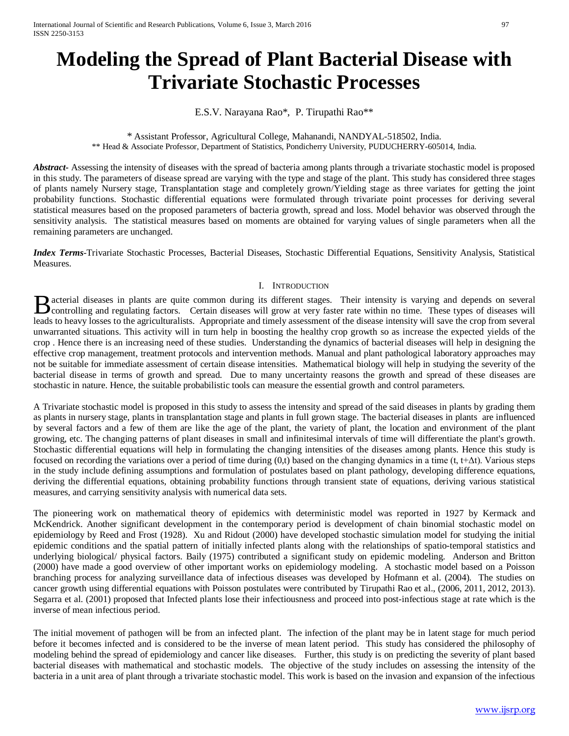# Modeling the Spread of Plant Bacterial Disease with Trivariate Stochastic Processes

E.S.V. Narayana Rao*, P. Tirupathi Rao**

\* Assistant Professor, Agricultural College, Mahanandi, NANDYAL-518502, India.
\*\* Head & Associate Professor, Department of Statistics, Pondicherry University, PUDUCHERRY-605014, India.

***Abstract-*** Assessing the intensity of diseases with the spread of bacteria among plants through a trivariate stochastic model is proposed in this study. The parameters of disease spread are varying with the type and stage of the plant. This study has considered three stages of plants namely Nursery stage, Transplantation stage and completely grown/Yielding stage as three variates for getting the joint probability functions. Stochastic differential equations were formulated through trivariate point processes for deriving several statistical measures based on the proposed parameters of bacteria growth, spread and loss. Model behavior was observed through the sensitivity analysis. The statistical measures based on moments are obtained for varying values of single parameters when all the remaining parameters are unchanged.

***Index Terms-*** Trivariate Stochastic Processes, Bacterial Diseases, Stochastic Differential Equations, Sensitivity Analysis, Statistical Measures.

## I. Introduction

Bacterial diseases in plants are quite common during its different stages. Their intensity is varying and depends on several controlling and regulating factors. Certain diseases will grow at very faster rate within no time. These types of diseases will leads to heavy losses to the agriculturalists. Appropriate and timely assessment of the disease intensity will save the crop from several unwarranted situations. This activity will in turn help in boosting the healthy crop growth so as increase the expected yields of the crop . Hence there is an increasing need of these studies. Understanding the dynamics of bacterial diseases will help in designing the effective crop management, treatment protocols and intervention methods. Manual and plant pathological laboratory approaches may not be suitable for immediate assessment of certain disease intensities. Mathematical biology will help in studying the severity of the bacterial disease in terms of growth and spread. Due to many uncertainty reasons the growth and spread of these diseases are stochastic in nature. Hence, the suitable probabilistic tools can measure the essential growth and control parameters.

A Trivariate stochastic model is proposed in this study to assess the intensity and spread of the said diseases in plants by grading them as plants in nursery stage, plants in transplantation stage and plants in full grown stage. The bacterial diseases in plants are influenced by several factors and a few of them are like the age of the plant, the variety of plant, the location and environment of the plant growing, etc. The changing patterns of plant diseases in small and infinitesimal intervals of time will differentiate the plant's growth. Stochastic differential equations will help in formulating the changing intensities of the diseases among plants. Hence this study is focused on recording the variations over a period of time during $(0,t)$ based on the changing dynamics in a time $(t, t+\Delta t)$. Various steps in the study include defining assumptions and formulation of postulates based on plant pathology, developing difference equations, deriving the differential equations, obtaining probability functions through transient state of equations, deriving various statistical measures, and carrying sensitivity analysis with numerical data sets.

The pioneering work on mathematical theory of epidemics with deterministic model was reported in 1927 by Kermack and McKendrick. Another significant development in the contemporary period is development of chain binomial stochastic model on epidemiology by Reed and Frost (1928). Xu and Ridout (2000) have developed stochastic simulation model for studying the initial epidemic conditions and the spatial pattern of initially infected plants along with the relationships of spatio-temporal statistics and underlying biological/ physical factors. Baily (1975) contributed a significant study on epidemic modeling. Anderson and Britton (2000) have made a good overview of other important works on epidemiology modeling. A stochastic model based on a Poisson branching process for analyzing surveillance data of infectious diseases was developed by Hofmann et al. (2004). The studies on cancer growth using differential equations with Poisson postulates were contributed by Tirupathi Rao et al., (2006, 2011, 2012, 2013). Segarra et al. (2001) proposed that Infected plants lose their infectiousness and proceed into post-infectious stage at rate which is the inverse of mean infectious period.

The initial movement of pathogen will be from an infected plant. The infection of the plant may be in latent stage for much period before it becomes infected and is considered to be the inverse of mean latent period. This study has considered the philosophy of modeling behind the spread of epidemiology and cancer like diseases. Further, this study is on predicting the severity of plant based bacterial diseases with mathematical and stochastic models. The objective of the study includes on assessing the intensity of the bacteria in a unit area of plant through a trivariate stochastic model. This work is based on the invasion and expansion of the infectious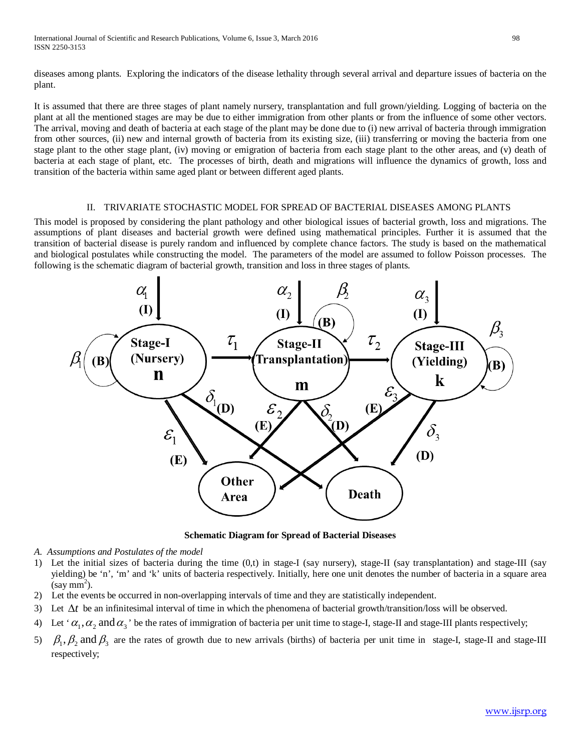diseases among plants. Exploring the indicators of the disease lethality through several arrival and departure issues of bacteria on the plant.

It is assumed that there are three stages of plant namely nursery, transplantation and full grown/yielding. Logging of bacteria on the plant at all the mentioned stages are may be due to either immigration from other plants or from the influence of some other vectors. The arrival, moving and death of bacteria at each stage of the plant may be done due to (i) new arrival of bacteria through immigration from other sources, (ii) new and internal growth of bacteria from its existing size, (iii) transferring or moving the bacteria from one stage plant to the other stage plant, (iv) moving or emigration of bacteria from each stage plant to the other areas, and (v) death of bacteria at each stage of plant, etc. The processes of birth, death and migrations will influence the dynamics of growth, loss and transition of the bacteria within same aged plant or between different aged plants.

## II. TRIVARIATE STOCHASTIC MODEL FOR SPREAD OF BACTERIAL DISEASES AMONG PLANTS

This model is proposed by considering the plant pathology and other biological issues of bacterial growth, loss and migrations. The assumptions of plant diseases and bacterial growth were defined using mathematical principles. Further it is assumed that the transition of bacterial disease is purely random and influenced by complete chance factors. The study is based on the mathematical and biological postulates while constructing the model. The parameters of the model are assumed to follow Poisson processes. The following is the schematic diagram of bacterial growth, transition and loss in three stages of plants.

**Schematic Diagram for Spread of Bacterial Diseases**

### *A. Assumptions and Postulates of the model*

1) Let the initial sizes of bacteria during the time (0,t) in stage-I (say nursery), stage-II (say transplantation) and stage-III (say yielding) be 'n', 'm' and 'k' units of bacteria respectively. Initially, here one unit denotes the number of bacteria in a square area (say $mm^2$).
2) Let the events be occurred in non-overlapping intervals of time and they are statistically independent.
3) Let $\Delta t$ be an infinitesimal interval of time in which the phenomena of bacterial growth/transition/loss will be observed.
4) Let '$\alpha_1, \alpha_2$ and $\alpha_3$' be the rates of immigration of bacteria per unit time to stage-I, stage-II and stage-III plants respectively;
5) $\beta_1, \beta_2$ and $\beta_3$ are the rates of growth due to new arrivals (births) of bacteria per unit time in stage-I, stage-II and stage-III respectively;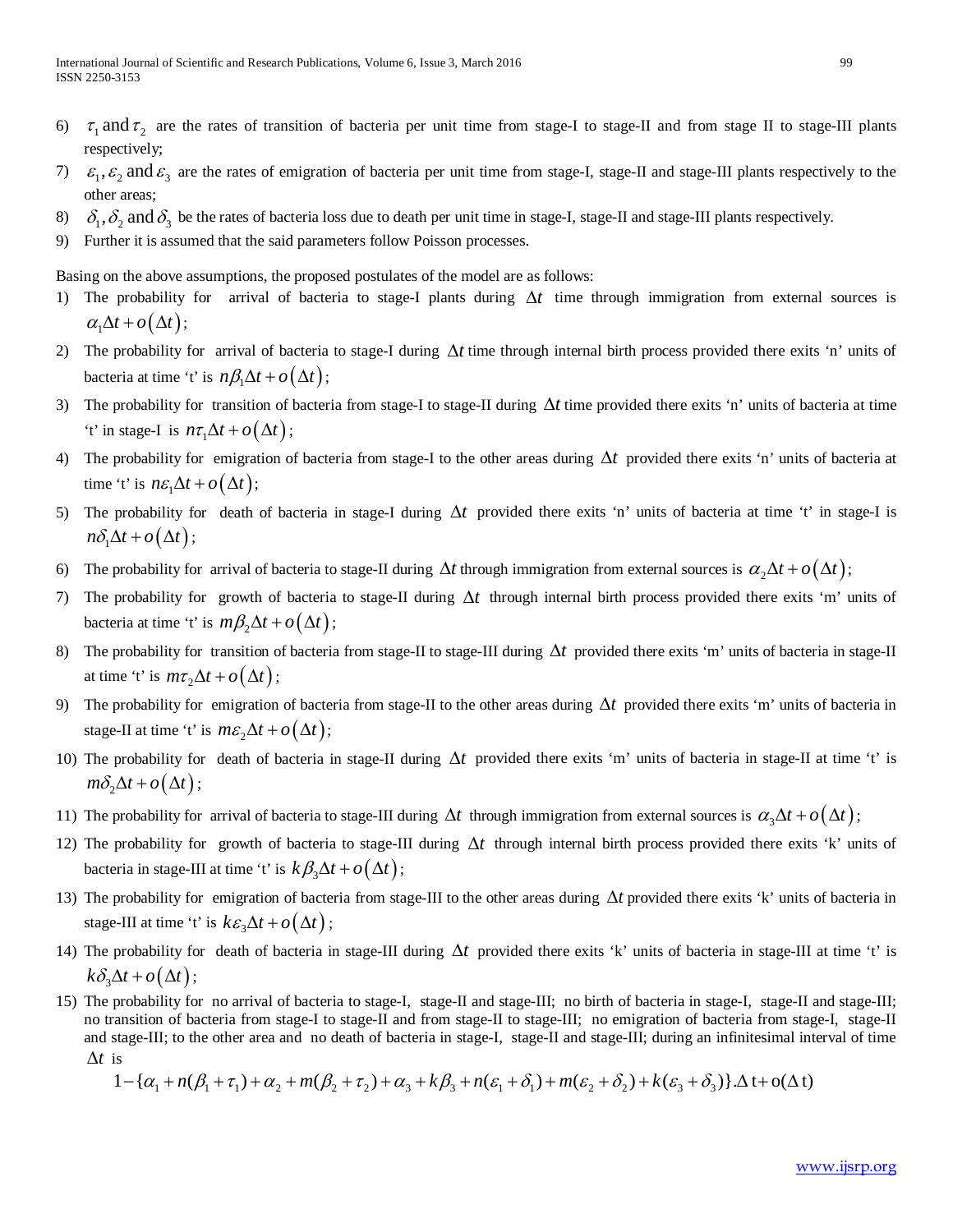6) $\tau_1$ and $\tau_2$ are the rates of transition of bacteria per unit time from stage-I to stage-II and from stage II to stage-III plants respectively;
7) $\varepsilon_1, \varepsilon_2$ and $\varepsilon_3$ are the rates of emigration of bacteria per unit time from stage-I, stage-II and stage-III plants respectively to the other areas;
8) $\delta_1, \delta_2$ and $\delta_3$ be the rates of bacteria loss due to death per unit time in stage-I, stage-II and stage-III plants respectively.
9) Further it is assumed that the said parameters follow Poisson processes.

Basing on the above assumptions, the proposed postulates of the model are as follows:

1) The probability for arrival of bacteria to stage-I plants during $\Delta t$ time through immigration from external sources is $\alpha_1 \Delta t + o(\Delta t)$;
2) The probability for arrival of bacteria to stage-I during $\Delta t$ time through internal birth process provided there exits 'n' units of bacteria at time 't' is $n\beta_1 \Delta t + o(\Delta t)$;
3) The probability for transition of bacteria from stage-I to stage-II during $\Delta t$ time provided there exits 'n' units of bacteria at time 't' in stage-I is $n\tau_1 \Delta t + o(\Delta t)$;
4) The probability for emigration of bacteria from stage-I to the other areas during $\Delta t$ provided there exits 'n' units of bacteria at time 't' is $n\varepsilon_1 \Delta t + o(\Delta t)$;
5) The probability for death of bacteria in stage-I during $\Delta t$ provided there exits 'n' units of bacteria at time 't' in stage-I is $n\delta_1 \Delta t + o(\Delta t)$;
6) The probability for arrival of bacteria to stage-II during $\Delta t$ through immigration from external sources is $\alpha_2 \Delta t + o(\Delta t)$;
7) The probability for growth of bacteria to stage-II during $\Delta t$ through internal birth process provided there exits 'm' units of bacteria at time 't' is $m\beta_2 \Delta t + o(\Delta t)$;
8) The probability for transition of bacteria from stage-II to stage-III during $\Delta t$ provided there exits 'm' units of bacteria in stage-II at time 't' is $m\tau_2 \Delta t + o(\Delta t)$;
9) The probability for emigration of bacteria from stage-II to the other areas during $\Delta t$ provided there exits 'm' units of bacteria in stage-II at time 't' is $m\varepsilon_2 \Delta t + o(\Delta t)$;
10) The probability for death of bacteria in stage-II during $\Delta t$ provided there exits 'm' units of bacteria in stage-II at time 't' is $m\delta_2 \Delta t + o(\Delta t)$;
11) The probability for arrival of bacteria to stage-III during $\Delta t$ through immigration from external sources is $\alpha_3 \Delta t + o(\Delta t)$;
12) The probability for growth of bacteria to stage-III during $\Delta t$ through internal birth process provided there exits 'k' units of bacteria in stage-III at time 't' is $k\beta_3 \Delta t + o(\Delta t)$;
13) The probability for emigration of bacteria from stage-III to the other areas during $\Delta t$ provided there exits 'k' units of bacteria in stage-III at time 't' is $k\varepsilon_3 \Delta t + o(\Delta t)$;
14) The probability for death of bacteria in stage-III during $\Delta t$ provided there exits 'k' units of bacteria in stage-III at time 't' is $k\delta_3 \Delta t + o(\Delta t)$;
15) The probability for no arrival of bacteria to stage-I, stage-II and stage-III; no birth of bacteria in stage-I, stage-II and stage-III; no transition of bacteria from stage-I to stage-II and from stage-II to stage-III; no emigration of bacteria from stage-I, stage-II and stage-III; to the other area and no death of bacteria in stage-I, stage-II and stage-III; during an infinitesimal interval of time $\Delta t$ is

$$1-\{\alpha_1 + n(\beta_1+\tau_1) + \alpha_2 + m(\beta_2+\tau_2) + \alpha_3 + k\beta_3 + n(\varepsilon_1+\delta_1) + m(\varepsilon_2+\delta_2) + k(\varepsilon_3+\delta_3)\}.\Delta t + o(\Delta t)$$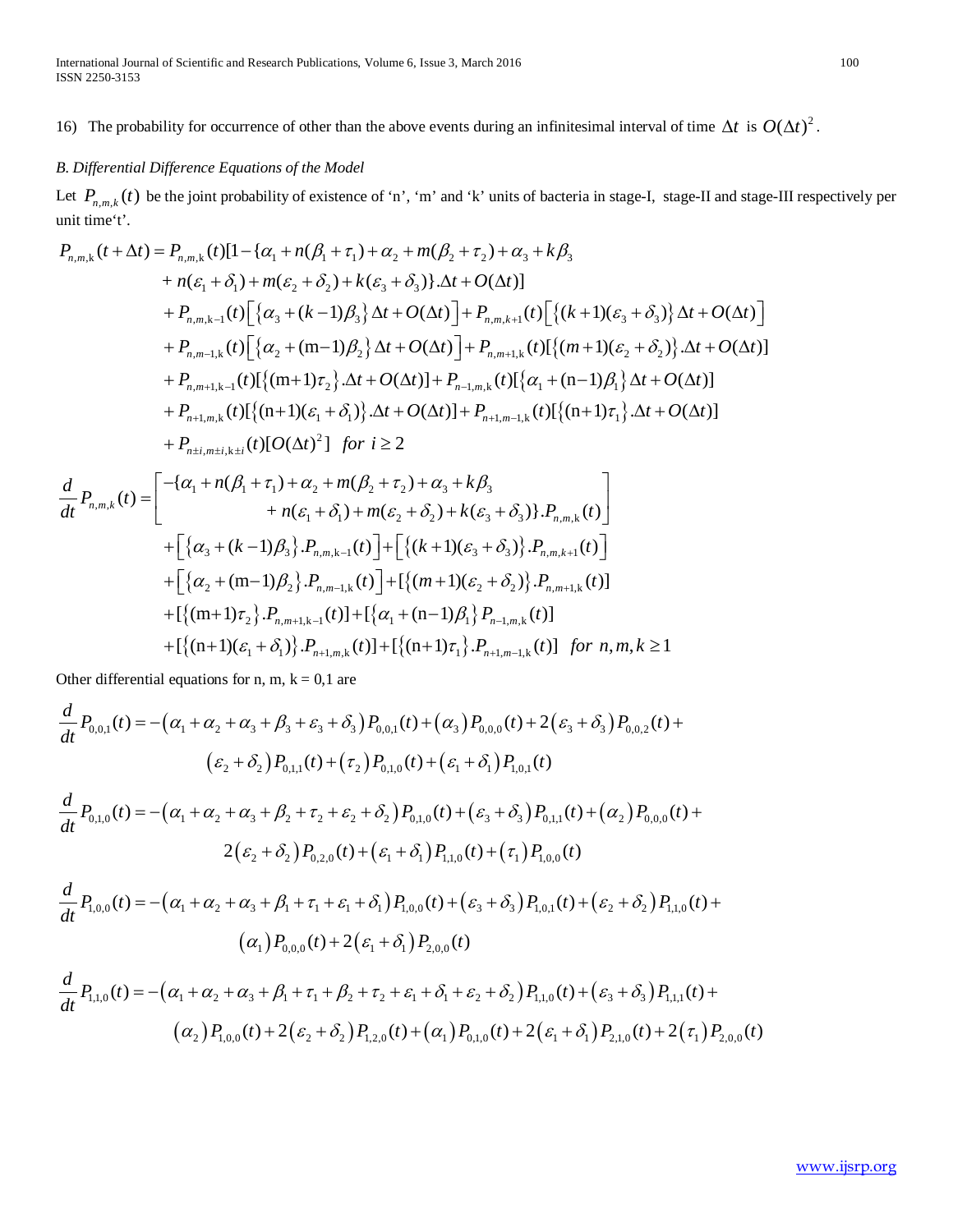16) The probability for occurrence of other than the above events during an infinitesimal interval of time $\Delta t$ is $O(\Delta t)^2$.

*B. Differential Difference Equations of the Model*

Let $P_{n,m,k}(t)$ be the joint probability of existence of 'n', 'm' and 'k' units of bacteria in stage-I, stage-II and stage-III respectively per unit time't'.

$$
\begin{aligned}
P_{n,m,k}(t+\Delta t) = {} & P_{n,m,k}(t)[1-\{\alpha_1 + n(\beta_1+\tau_1) + \alpha_2 + m(\beta_2+\tau_2) + \alpha_3 + k\beta_3 \\
& + n(\varepsilon_1+\delta_1) + m(\varepsilon_2+\delta_2) + k(\varepsilon_3+\delta_3)\}.\Delta t + O(\Delta t)] \\
& + P_{n,m,k-1}(t)\left[\left\{\alpha_3 + (k-1)\beta_3\right\}\Delta t + O(\Delta t)\right] + P_{n,m,k+1}(t)\left[\left\{(k+1)(\varepsilon_3+\delta_3)\right\}\Delta t + O(\Delta t)\right] \\
& + P_{n,m-1,k}(t)\left[\left\{\alpha_2 + (m-1)\beta_2\right\}\Delta t + O(\Delta t)\right] + P_{n,m+1,k}(t)[\left\{(m+1)(\varepsilon_2+\delta_2)\right\}.\Delta t + O(\Delta t)] \\
& + P_{n,m+1,k-1}(t)[\left\{(m+1)\tau_2\right\}.\Delta t + O(\Delta t)] + P_{n-1,m,k}(t)[\left\{\alpha_1 + (n-1)\beta_1\right\}\Delta t + O(\Delta t)] \\
& + P_{n+1,m,k}(t)[\left\{(n+1)(\varepsilon_1+\delta_1)\right\}.\Delta t + O(\Delta t)] + P_{n+1,m-1,k}(t)[\left\{(n+1)\tau_1\right\}.\Delta t + O(\Delta t)] \\
& + P_{n\pm i,m\pm i,k\pm i}(t)[O(\Delta t)^2] \quad for\ i \geq 2
\end{aligned}
$$

$$
\begin{aligned}
\frac{d}{dt}P_{n,m,k}(t) = {} & \begin{bmatrix} -\{\alpha_1 + n(\beta_1+\tau_1) + \alpha_2 + m(\beta_2+\tau_2) + \alpha_3 + k\beta_3 \\ + n(\varepsilon_1+\delta_1) + m(\varepsilon_2+\delta_2) + k(\varepsilon_3+\delta_3)\}.P_{n,m,k}(t) \end{bmatrix} \\
& + \left[\left\{\alpha_3 + (k-1)\beta_3\right\}.P_{n,m,k-1}(t)\right] + \left[\left\{(k+1)(\varepsilon_3+\delta_3)\right\}.P_{n,m,k+1}(t)\right] \\
& + \left[\left\{\alpha_2 + (m-1)\beta_2\right\}.P_{n,m-1,k}(t)\right] + [\left\{(m+1)(\varepsilon_2+\delta_2)\right\}.P_{n,m+1,k}(t)] \\
& + [\left\{(m+1)\tau_2\right\}.P_{n,m+1,k-1}(t)] + [\left\{\alpha_1 + (n-1)\beta_1\right\}P_{n-1,m,k}(t)] \\
& + [\left\{(n+1)(\varepsilon_1+\delta_1)\right\}.P_{n+1,m,k}(t)] + [\left\{(n+1)\tau_1\right\}.P_{n+1,m-1,k}(t)] \quad for\ n,m,k \geq 1
\end{aligned}
$$

Other differential equations for n, m, k = 0,1 are

$$
\begin{aligned}
\frac{d}{dt}P_{0,0,1}(t) = {} & -\left(\alpha_1+\alpha_2+\alpha_3+\beta_3+\varepsilon_3+\delta_3\right)P_{0,0,1}(t) + \left(\alpha_3\right)P_{0,0,0}(t) + 2\left(\varepsilon_3+\delta_3\right)P_{0,0,2}(t) + \\
& \left(\varepsilon_2+\delta_2\right)P_{0,1,1}(t) + \left(\tau_2\right)P_{0,1,0}(t) + \left(\varepsilon_1+\delta_1\right)P_{1,0,1}(t)
\end{aligned}
$$

$$
\begin{aligned}
\frac{d}{dt}P_{0,1,0}(t) = {} & -\left(\alpha_1+\alpha_2+\alpha_3+\beta_2+\tau_2+\varepsilon_2+\delta_2\right)P_{0,1,0}(t) + \left(\varepsilon_3+\delta_3\right)P_{0,1,1}(t) + \left(\alpha_2\right)P_{0,0,0}(t) + \\
& 2\left(\varepsilon_2+\delta_2\right)P_{0,2,0}(t) + \left(\varepsilon_1+\delta_1\right)P_{1,1,0}(t) + \left(\tau_1\right)P_{1,0,0}(t)
\end{aligned}
$$

$$
\begin{aligned}
\frac{d}{dt}P_{1,0,0}(t) = {} & -\left(\alpha_1+\alpha_2+\alpha_3+\beta_1+\tau_1+\varepsilon_1+\delta_1\right)P_{1,0,0}(t) + \left(\varepsilon_3+\delta_3\right)P_{1,0,1}(t) + \left(\varepsilon_2+\delta_2\right)P_{1,1,0}(t) + \\
& \left(\alpha_1\right)P_{0,0,0}(t) + 2\left(\varepsilon_1+\delta_1\right)P_{2,0,0}(t)
\end{aligned}
$$

$$
\begin{aligned}
\frac{d}{dt}P_{1,1,0}(t) = {} & -\left(\alpha_1+\alpha_2+\alpha_3+\beta_1+\tau_1+\beta_2+\tau_2+\varepsilon_1+\delta_1+\varepsilon_2+\delta_2\right)P_{1,1,0}(t) + \left(\varepsilon_3+\delta_3\right)P_{1,1,1}(t) + \\
& \left(\alpha_2\right)P_{1,0,0}(t) + 2\left(\varepsilon_2+\delta_2\right)P_{1,2,0}(t) + \left(\alpha_1\right)P_{0,1,0}(t) + 2\left(\varepsilon_1+\delta_1\right)P_{2,1,0}(t) + 2\left(\tau_1\right)P_{2,0,0}(t)
\end{aligned}
$$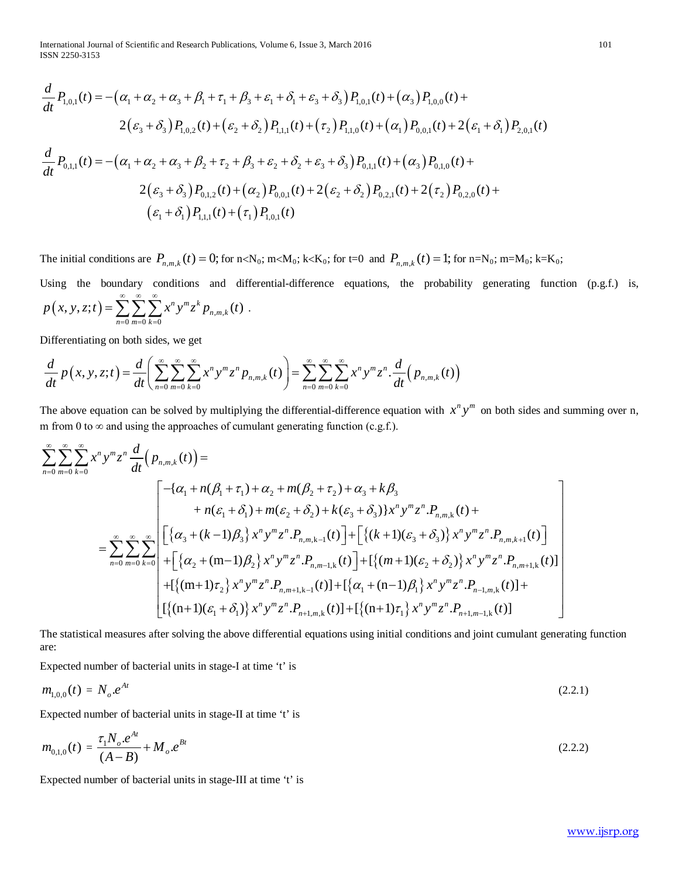$$
\begin{aligned}
\frac{d}{dt}P_{1,0,1}(t) = &-\left(\alpha_1+\alpha_2+\alpha_3+\beta_1+\tau_1+\beta_3+\varepsilon_1+\delta_1+\varepsilon_3+\delta_3\right)P_{1,0,1}(t)+\left(\alpha_3\right)P_{1,0,0}(t)+\\
&2\left(\varepsilon_3+\delta_3\right)P_{1,0,2}(t)+\left(\varepsilon_2+\delta_2\right)P_{1,1,1}(t)+\left(\tau_2\right)P_{1,1,0}(t)+\left(\alpha_1\right)P_{0,0,1}(t)+2\left(\varepsilon_1+\delta_1\right)P_{2,0,1}(t)
\end{aligned}
$$

$$
\begin{aligned}
\frac{d}{dt}P_{0,1,1}(t) = &-\left(\alpha_1+\alpha_2+\alpha_3+\beta_2+\tau_2+\beta_3+\varepsilon_2+\delta_2+\varepsilon_3+\delta_3\right)P_{0,1,1}(t)+\left(\alpha_3\right)P_{0,1,0}(t)+\\
&2\left(\varepsilon_3+\delta_3\right)P_{0,1,2}(t)+\left(\alpha_2\right)P_{0,0,1}(t)+2\left(\varepsilon_2+\delta_2\right)P_{0,2,1}(t)+2\left(\tau_2\right)P_{0,2,0}(t)+\\
&\left(\varepsilon_1+\delta_1\right)P_{1,1,1}(t)+\left(\tau_1\right)P_{1,0,1}(t)
\end{aligned}
$$

The initial conditions are $P_{n,m,k}(t)=0;$ for n<$N_0$; m<$M_0$; k<$K_0$; for t=0 and $P_{n,m,k}(t)=1;$ for n=$N_0$; m=$M_0$; k=$K_0$;

Using the boundary conditions and differential-difference equations, the probability generating function (p.g.f.) is, $p(x,y,z;t)=\sum_{n=0}^{\infty}\sum_{m=0}^{\infty}\sum_{k=0}^{\infty}x^n y^m z^k p_{n,m,k}(t)$ .

Differentiating on both sides, we get

$$
\frac{d}{dt}p(x,y,z;t)=\frac{d}{dt}\left(\sum_{n=0}^{\infty}\sum_{m=0}^{\infty}\sum_{k=0}^{\infty}x^n y^m z^n p_{n,m,k}(t)\right)=\sum_{n=0}^{\infty}\sum_{m=0}^{\infty}\sum_{k=0}^{\infty}x^n y^m z^n.\frac{d}{dt}\left(p_{n,m,k}(t)\right)
$$

The above equation can be solved by multiplying the differential-difference equation with $x^n y^m$ on both sides and summing over n, m from 0 to $\infty$ and using the approaches of cumulant generating function (c.g.f.).

$$
\sum_{n=0}^{\infty}\sum_{m=0}^{\infty}\sum_{k=0}^{\infty}x^n y^m z^n\frac{d}{dt}\left(p_{n,m,k}(t)\right)=
$$

$$
=\sum_{n=0}^{\infty}\sum_{m=0}^{\infty}\sum_{k=0}^{\infty}\begin{bmatrix}
-\{\alpha_1+n(\beta_1+\tau_1)+\alpha_2+m(\beta_2+\tau_2)+\alpha_3+k\beta_3\\
\quad +n(\varepsilon_1+\delta_1)+m(\varepsilon_2+\delta_2)+k(\varepsilon_3+\delta_3)\}x^n y^m z^n.P_{n,m,\mathrm{k}}(t)+\\
\left[\left\{\alpha_3+(k-1)\beta_3\right\}x^n y^m z^n.P_{n,m,\mathrm{k}-1}(t)\right]+\left[\left\{(k+1)(\varepsilon_3+\delta_3)\right\}x^n y^m z^n.P_{n,m,k+1}(t)\right]\\
+\left[\left\{\alpha_2+(\mathrm{m}-1)\beta_2\right\}x^n y^m z^n.P_{n,m-1,\mathrm{k}}(t)\right]+[\{(m+1)(\varepsilon_2+\delta_2)\}x^n y^m z^n.P_{n,m+1,\mathrm{k}}(t)]\\
+[\{(\mathrm{m}+1)\tau_2\}x^n y^m z^n.P_{n,m+1,\mathrm{k}-1}(t)]+[\{\alpha_1+(\mathrm{n}-1)\beta_1\}x^n y^m z^n.P_{n-1,m,\mathrm{k}}(t)]+\\
[\{(\mathrm{n}+1)(\varepsilon_1+\delta_1)\}x^n y^m z^n.P_{n+1,m,\mathrm{k}}(t)]+[\{(\mathrm{n}+1)\tau_1\}x^n y^m z^n.P_{n+1,m-1,\mathrm{k}}(t)]
\end{bmatrix}
$$

The statistical measures after solving the above differential equations using initial conditions and joint cumulant generating function are:

Expected number of bacterial units in stage-I at time 't' is

$$
m_{1,0,0}(t)\ =\ N_o.e^{At} \tag{2.2.1}
$$

Expected number of bacterial units in stage-II at time 't' is

$$
m_{0,1,0}(t)\ =\ \frac{\tau_1 N_o.e^{At}}{(A-B)}+M_o.e^{Bt} \tag{2.2.2}
$$

Expected number of bacterial units in stage-III at time 't' is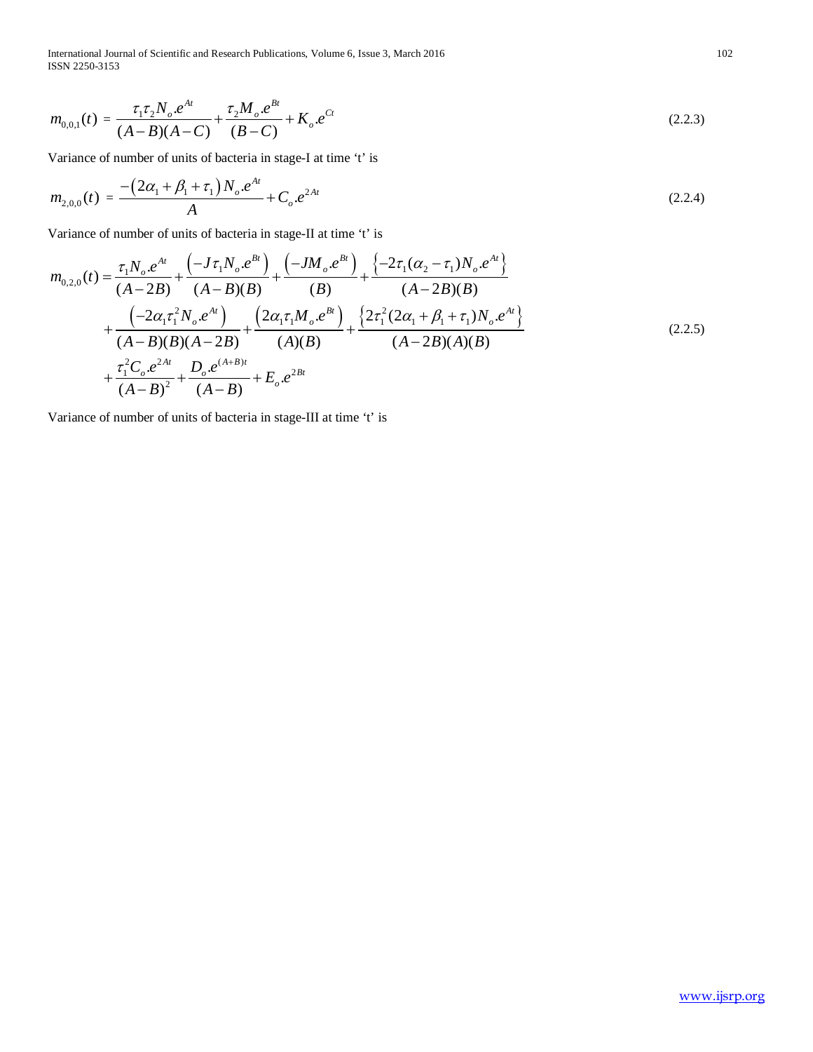$$m_{0,0,1}(t) = \frac{\tau_1 \tau_2 N_o.e^{At}}{(A-B)(A-C)} + \frac{\tau_2 M_o.e^{Bt}}{(B-C)} + K_o.e^{Ct} \tag{2.2.3}$$

Variance of number of units of bacteria in stage-I at time 't' is

$$m_{2,0,0}(t) = \frac{-\left(2\alpha_1 + \beta_1 + \tau_1\right) N_o.e^{At}}{A} + C_o.e^{2At} \tag{2.2.4}$$

Variance of number of units of bacteria in stage-II at time 't' is

$$\begin{aligned} m_{0,2,0}(t) = & \frac{\tau_1 N_o.e^{At}}{(A-2B)} + \frac{\left(-J\tau_1 N_o.e^{Bt}\right)}{(A-B)(B)} + \frac{\left(-JM_o.e^{Bt}\right)}{(B)} + \frac{\left\{-2\tau_1(\alpha_2 - \tau_1)N_o.e^{At}\right\}}{(A-2B)(B)} \\ & + \frac{\left(-2\alpha_1 \tau_1^2 N_o.e^{At}\right)}{(A-B)(B)(A-2B)} + \frac{\left(2\alpha_1 \tau_1 M_o.e^{Bt}\right)}{(A)(B)} + \frac{\left\{2\tau_1^2(2\alpha_1 + \beta_1 + \tau_1)N_o.e^{At}\right\}}{(A-2B)(A)(B)} \\ & + \frac{\tau_1^2 C_o.e^{2At}}{(A-B)^2} + \frac{D_o.e^{(A+B)t}}{(A-B)} + E_o.e^{2Bt} \end{aligned} \tag{2.2.5}$$

Variance of number of units of bacteria in stage-III at time 't' is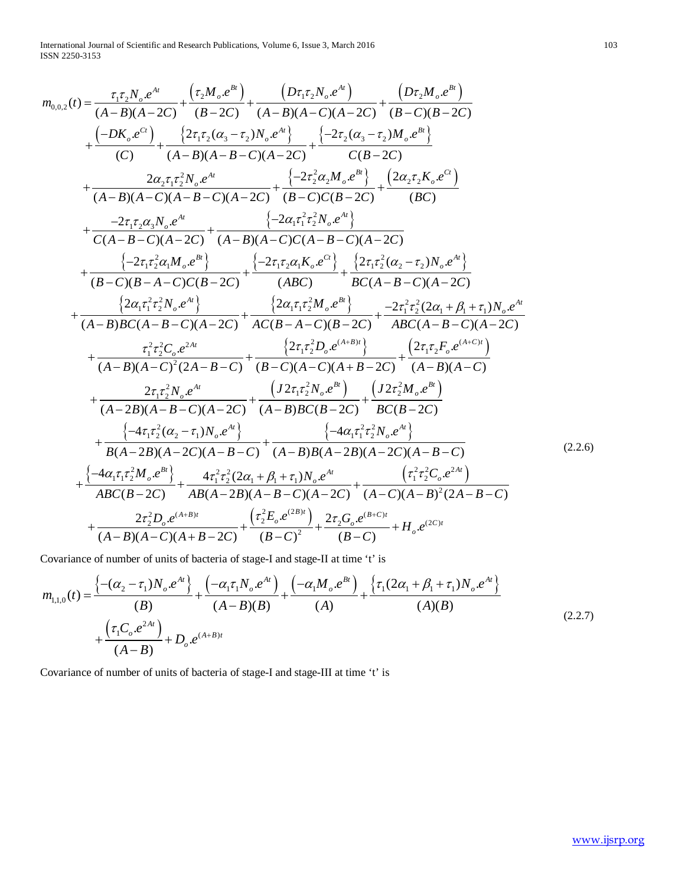$$
\begin{aligned}
m_{0,0,2}(t) =& \frac{\tau_1\tau_2 N_o.e^{At}}{(A-B)(A-2C)} + \frac{\left(\tau_2 M_o.e^{Bt}\right)}{(B-2C)} + \frac{\left(D\tau_1\tau_2 N_o.e^{At}\right)}{(A-B)(A-C)(A-2C)} + \frac{\left(D\tau_2 M_o.e^{Bt}\right)}{(B-C)(B-2C)} \\
&+ \frac{\left(-DK_o.e^{Ct}\right)}{(C)} + \frac{\left\{2\tau_1\tau_2(\alpha_3-\tau_2)N_o.e^{At}\right\}}{(A-B)(A-B-C)(A-2C)} + \frac{\left\{-2\tau_2(\alpha_3-\tau_2)M_o.e^{Bt}\right\}}{C(B-2C)} \\
&+ \frac{2\alpha_2\tau_1\tau_2^2 N_o.e^{At}}{(A-B)(A-C)(A-B-C)(A-2C)} + \frac{\left\{-2\tau_2^2\alpha_2 M_o.e^{Bt}\right\}}{(B-C)C(B-2C)} + \frac{\left(2\alpha_2\tau_2 K_o.e^{Ct}\right)}{(BC)} \\
&+ \frac{-2\tau_1\tau_2\alpha_3 N_o.e^{At}}{C(A-B-C)(A-2C)} + \frac{\left\{-2\alpha_1\tau_1^2\tau_2^2 N_o.e^{At}\right\}}{(A-B)(A-C)C(A-B-C)(A-2C)} \\
&+ \frac{\left\{-2\tau_1\tau_2^2\alpha_1 M_o.e^{Bt}\right\}}{(B-C)(B-A-C)C(B-2C)} + \frac{\left\{-2\tau_1\tau_2\alpha_1 K_o.e^{Ct}\right\}}{(ABC)} + \frac{\left\{2\tau_1\tau_2^2(\alpha_2-\tau_2)N_o.e^{At}\right\}}{BC(A-B-C)(A-2C)} \\
&+ \frac{\left\{2\alpha_1\tau_1^2\tau_2^2 N_o.e^{At}\right\}}{(A-B)BC(A-B-C)(A-2C)} + \frac{\left\{2\alpha_1\tau_1\tau_2^2 M_o.e^{Bt}\right\}}{AC(B-A-C)(B-2C)} + \frac{-2\tau_1^2\tau_2^2(2\alpha_1+\beta_1+\tau_1)N_o.e^{At}}{ABC(A-B-C)(A-2C)} \\
&+ \frac{\tau_1^2\tau_2^2 C_o.e^{2At}}{(A-B)(A-C)^2(2A-B-C)} + \frac{\left\{2\tau_1\tau_2^2 D_o.e^{(A+B)t}\right\}}{(B-C)(A-C)(A+B-2C)} + \frac{\left(2\tau_1\tau_2 F_o.e^{(A+C)t}\right)}{(A-B)(A-C)} \\
&+ \frac{2\tau_1\tau_2^2 N_o.e^{At}}{(A-2B)(A-B-C)(A-2C)} + \frac{\left(J2\tau_1\tau_2^2 N_o.e^{Bt}\right)}{(A-B)BC(B-2C)} + \frac{\left(J2\tau_2^2 M_o.e^{Bt}\right)}{BC(B-2C)} \\
&+ \frac{\left\{-4\tau_1\tau_2^2(\alpha_2-\tau_1)N_o.e^{At}\right\}}{B(A-2B)(A-2C)(A-B-C)} + \frac{\left\{-4\alpha_1\tau_1^2\tau_2^2 N_o.e^{At}\right\}}{(A-B)B(A-2B)(A-2C)(A-B-C)} \\
&+ \frac{\left\{-4\alpha_1\tau_1\tau_2^2 M_o.e^{Bt}\right\}}{ABC(B-2C)} + \frac{4\tau_1^2\tau_2^2(2\alpha_1+\beta_1+\tau_1)N_o.e^{At}}{AB(A-2B)(A-B-C)(A-2C)} + \frac{\left(\tau_1^2\tau_2^2 C_o.e^{2At}\right)}{(A-C)(A-B)^2(2A-B-C)} \\
&+ \frac{2\tau_2^2 D_o.e^{(A+B)t}}{(A-B)(A-C)(A+B-2C)} + \frac{\left(\tau_2^2 E_o.e^{(2B)t}\right)}{(B-C)^2} + \frac{2\tau_2 G_o.e^{(B+C)t}}{(B-C)} + H_o.e^{(2C)t}
\end{aligned}
\tag{2.2.6}
$$

Covariance of number of units of bacteria of stage-I and stage-II at time 't' is

$$
\begin{aligned}
m_{1,1,0}(t) =& \frac{\left\{-(\alpha_2-\tau_1)N_o.e^{At}\right\}}{(B)} + \frac{\left(-\alpha_1\tau_1 N_o.e^{At}\right)}{(A-B)(B)} + \frac{\left(-\alpha_1 M_o.e^{Bt}\right)}{(A)} + \frac{\left\{\tau_1(2\alpha_1+\beta_1+\tau_1)N_o.e^{At}\right\}}{(A)(B)} \\
&+ \frac{\left(\tau_1 C_o.e^{2At}\right)}{(A-B)} + D_o.e^{(A+B)t}
\end{aligned}
\tag{2.2.7}
$$

Covariance of number of units of bacteria of stage-I and stage-III at time 't' is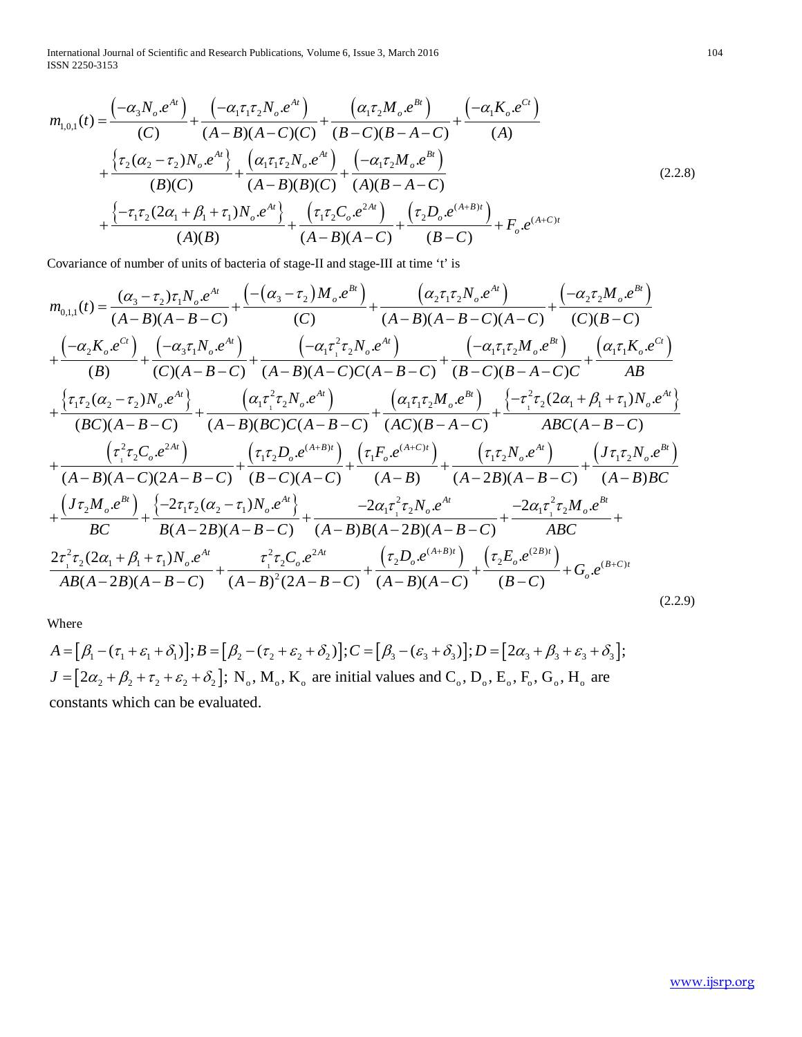$$
\begin{aligned}
m_{1,0,1}(t) = & \frac{\left(-\alpha_3 N_o.e^{At}\right)}{(C)} + \frac{\left(-\alpha_1 \tau_1 \tau_2 N_o.e^{At}\right)}{(A-B)(A-C)(C)} + \frac{\left(\alpha_1 \tau_2 M_o.e^{Bt}\right)}{(B-C)(B-A-C)} + \frac{\left(-\alpha_1 K_o.e^{Ct}\right)}{(A)} \\
& + \frac{\left\{\tau_2(\alpha_2 - \tau_2) N_o.e^{At}\right\}}{(B)(C)} + \frac{\left(\alpha_1 \tau_1 \tau_2 N_o.e^{At}\right)}{(A-B)(B)(C)} + \frac{\left(-\alpha_1 \tau_2 M_o.e^{Bt}\right)}{(A)(B-A-C)} \\
& + \frac{\left\{-\tau_1 \tau_2 (2\alpha_1 + \beta_1 + \tau_1) N_o.e^{At}\right\}}{(A)(B)} + \frac{\left(\tau_1 \tau_2 C_o.e^{2At}\right)}{(A-B)(A-C)} + \frac{\left(\tau_2 D_o.e^{(A+B)t}\right)}{(B-C)} + F_o.e^{(A+C)t}
\end{aligned}
\tag{2.2.8}
$$

Covariance of number of units of bacteria of stage-II and stage-III at time 't' is

$$
\begin{aligned}
m_{0,1,1}(t) = & \frac{(\alpha_3 - \tau_2)\tau_1 N_o.e^{At}}{(A-B)(A-B-C)} + \frac{\left(-(\alpha_3 - \tau_2) M_o.e^{Bt}\right)}{(C)} + \frac{\left(\alpha_2 \tau_1 \tau_2 N_o.e^{At}\right)}{(A-B)(A-B-C)(A-C)} + \frac{\left(-\alpha_2 \tau_2 M_o.e^{Bt}\right)}{(C)(B-C)} \\
& + \frac{\left(-\alpha_2 K_o.e^{Ct}\right)}{(B)} + \frac{\left(-\alpha_3 \tau_1 N_o.e^{At}\right)}{(C)(A-B-C)} + \frac{\left(-\alpha_1 \tau_1^2 \tau_2 N_o.e^{At}\right)}{(A-B)(A-C)C(A-B-C)} + \frac{\left(-\alpha_1 \tau_1 \tau_2 M_o.e^{Bt}\right)}{(B-C)(B-A-C)C} + \frac{\left(\alpha_1 \tau_1 K_o.e^{Ct}\right)}{AB} \\
& + \frac{\left\{\tau_1 \tau_2 (\alpha_2 - \tau_2) N_o.e^{At}\right\}}{(BC)(A-B-C)} + \frac{\left(\alpha_1 \tau_1^2 \tau_2 N_o.e^{At}\right)}{(A-B)(BC)C(A-B-C)} + \frac{\left(\alpha_1 \tau_1 \tau_2 M_o.e^{Bt}\right)}{(AC)(B-A-C)} + \frac{\left\{-\tau_1^2 \tau_2 (2\alpha_1 + \beta_1 + \tau_1) N_o.e^{At}\right\}}{ABC(A-B-C)} \\
& + \frac{\left(\tau_1^2 \tau_2 C_o.e^{2At}\right)}{(A-B)(A-C)(2A-B-C)} + \frac{\left(\tau_1 \tau_2 D_o.e^{(A+B)t}\right)}{(B-C)(A-C)} + \frac{\left(\tau_1 F_o.e^{(A+C)t}\right)}{(A-B)} + \frac{\left(\tau_1 \tau_2 N_o.e^{At}\right)}{(A-2B)(A-B-C)} + \frac{\left(J \tau_1 \tau_2 N_o.e^{Bt}\right)}{(A-B)BC} \\
& + \frac{\left(J \tau_2 M_o.e^{Bt}\right)}{BC} + \frac{\left\{-2\tau_1 \tau_2 (\alpha_2 - \tau_1) N_o.e^{At}\right\}}{B(A-2B)(A-B-C)} + \frac{-2\alpha_1 \tau_1^2 \tau_2 N_o.e^{At}}{(A-B)B(A-2B)(A-B-C)} + \frac{-2\alpha_1 \tau_1^2 \tau_2 M_o.e^{Bt}}{ABC} + \\
& \frac{2\tau_1^2 \tau_2 (2\alpha_1 + \beta_1 + \tau_1) N_o.e^{At}}{AB(A-2B)(A-B-C)} + \frac{\tau_1^2 \tau_2 C_o.e^{2At}}{(A-B)^2(2A-B-C)} + \frac{\left(\tau_2 D_o.e^{(A+B)t}\right)}{(A-B)(A-C)} + \frac{\left(\tau_2 E_o.e^{(2B)t}\right)}{(B-C)} + G_o.e^{(B+C)t}
\end{aligned}
\tag{2.2.9}
$$

Where

$A = [\beta_1 - (\tau_1 + \varepsilon_1 + \delta_1)]; B = [\beta_2 - (\tau_2 + \varepsilon_2 + \delta_2)]; C = [\beta_3 - (\varepsilon_3 + \delta_3)]; D = [2\alpha_3 + \beta_3 + \varepsilon_3 + \delta_3];$
$J = [2\alpha_2 + \beta_2 + \tau_2 + \varepsilon_2 + \delta_2]$; $N_o$, $M_o$, $K_o$ are initial values and $C_o$, $D_o$, $E_o$, $F_o$, $G_o$, $H_o$ are constants which can be evaluated.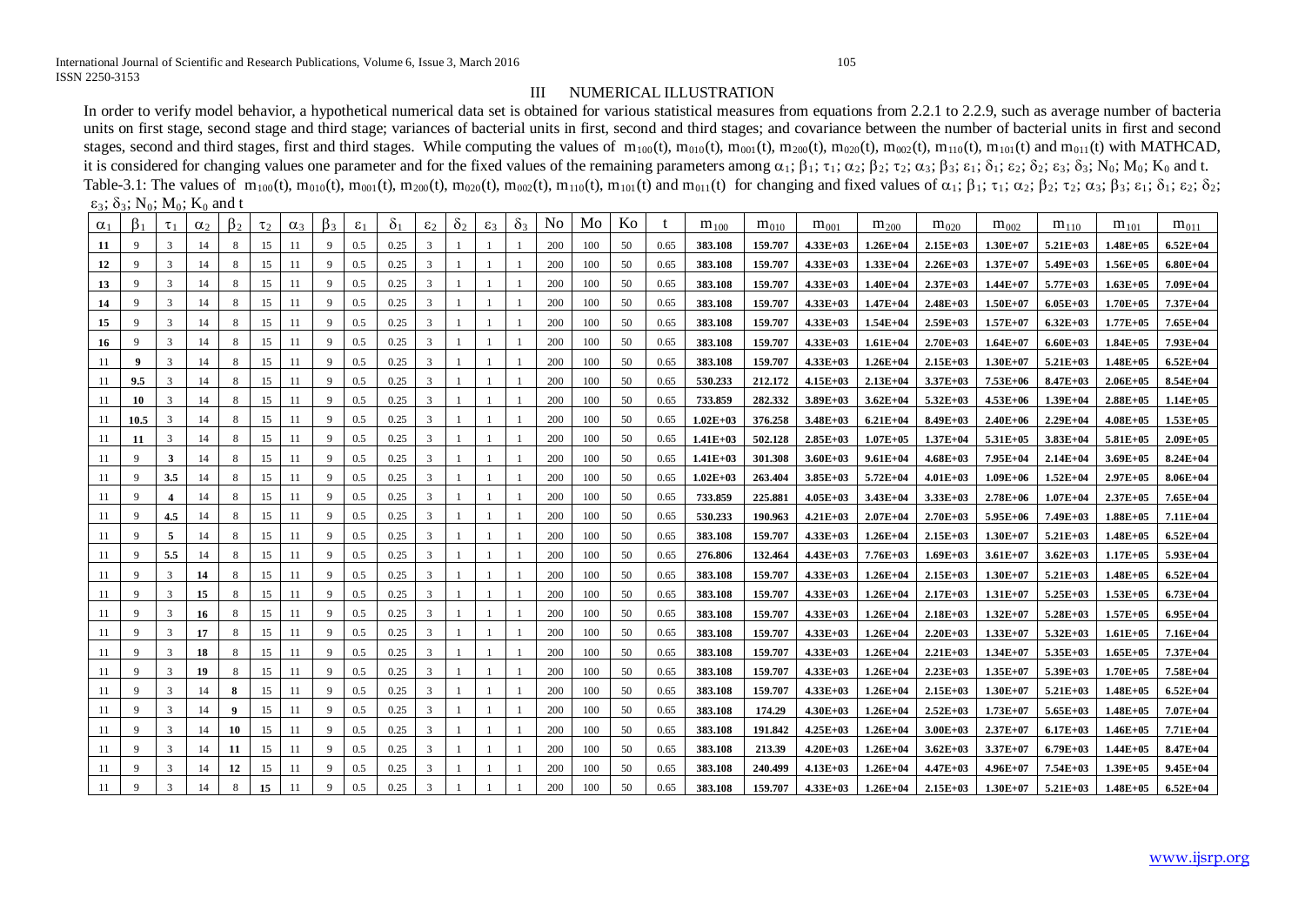## III NUMERICAL ILLUSTRATION

In order to verify model behavior, a hypothetical numerical data set is obtained for various statistical measures from equations from 2.2.1 to 2.2.9, such as average number of bacteria units on first stage, second stage and third stage; variances of bacterial units in first, second and third stages; and covariance between the number of bacterial units in first and second stages, second and third stages, first and third stages. While computing the values of $m_{100}(t)$, $m_{010}(t)$, $m_{001}(t)$, $m_{200}(t)$, $m_{020}(t)$, $m_{002}(t)$, $m_{110}(t)$, $m_{101}(t)$ and $m_{011}(t)$ with MATHCAD, it is considered for changing values one parameter and for the fixed values of the remaining parameters among $\alpha_1$; $\beta_1$; $\tau_1$; $\alpha_2$; $\beta_2$; $\tau_2$; $\alpha_3$; $\beta_3$; $\varepsilon_1$; $\delta_1$; $\varepsilon_2$; $\delta_2$; $\varepsilon_3$; $\delta_3$; $N_0$; $M_0$; $K_0$ and t.

Table-3.1: The values of $m_{100}(t)$, $m_{010}(t)$, $m_{001}(t)$, $m_{200}(t)$, $m_{020}(t)$, $m_{002}(t)$, $m_{110}(t)$, $m_{101}(t)$ and $m_{011}(t)$ for changing and fixed values of $\alpha_1$; $\beta_1$; $\tau_1$; $\alpha_2$; $\beta_2$; $\tau_2$; $\alpha_3$; $\beta_3$; $\varepsilon_1$; $\delta_1$; $\varepsilon_2$; $\delta_2$; $\varepsilon_3$; $\delta_3$; $N_0$; $M_0$; $K_0$ and t

| $\alpha_1$ | $\beta_1$ | $\tau_1$ | $\alpha_2$ | $\beta_2$ | $\tau_2$ | $\alpha_3$ | $\beta_3$ | $\varepsilon_1$ | $\delta_1$ | $\varepsilon_2$ | $\delta_2$ | $\varepsilon_3$ | $\delta_3$ | No | Mo | Ko | t | $m_{100}$ | $m_{010}$ | $m_{001}$ | $m_{200}$ | $m_{020}$ | $m_{002}$ | $m_{110}$ | $m_{101}$ | $m_{011}$ |
|---|---|---|---|---|---|---|---|---|---|---|---|---|---|---|---|---|---|---|---|---|---|---|---|---|---|---|
| **11** | 9 | 3 | 14 | 8 | 15 | 11 | 9 | 0.5 | 0.25 | 3 | 1 | 1 | 1 | 200 | 100 | 50 | 0.65 | **383.108** | **159.707** | **4.33E+03** | **1.26E+04** | **2.15E+03** | **1.30E+07** | **5.21E+03** | **1.48E+05** | **6.52E+04** |
| **12** | 9 | 3 | 14 | 8 | 15 | 11 | 9 | 0.5 | 0.25 | 3 | 1 | 1 | 1 | 200 | 100 | 50 | 0.65 | **383.108** | **159.707** | **4.33E+03** | **1.33E+04** | **2.26E+03** | **1.37E+07** | **5.49E+03** | **1.56E+05** | **6.80E+04** |
| **13** | 9 | 3 | 14 | 8 | 15 | 11 | 9 | 0.5 | 0.25 | 3 | 1 | 1 | 1 | 200 | 100 | 50 | 0.65 | **383.108** | **159.707** | **4.33E+03** | **1.40E+04** | **2.37E+03** | **1.44E+07** | **5.77E+03** | **1.63E+05** | **7.09E+04** |
| **14** | 9 | 3 | 14 | 8 | 15 | 11 | 9 | 0.5 | 0.25 | 3 | 1 | 1 | 1 | 200 | 100 | 50 | 0.65 | **383.108** | **159.707** | **4.33E+03** | **1.47E+04** | **2.48E+03** | **1.50E+07** | **6.05E+03** | **1.70E+05** | **7.37E+04** |
| **15** | 9 | 3 | 14 | 8 | 15 | 11 | 9 | 0.5 | 0.25 | 3 | 1 | 1 | 1 | 200 | 100 | 50 | 0.65 | **383.108** | **159.707** | **4.33E+03** | **1.54E+04** | **2.59E+03** | **1.57E+07** | **6.32E+03** | **1.77E+05** | **7.65E+04** |
| **16** | 9 | 3 | 14 | 8 | 15 | 11 | 9 | 0.5 | 0.25 | 3 | 1 | 1 | 1 | 200 | 100 | 50 | 0.65 | **383.108** | **159.707** | **4.33E+03** | **1.61E+04** | **2.70E+03** | **1.64E+07** | **6.60E+03** | **1.84E+05** | **7.93E+04** |
| 11 | **9** | 3 | 14 | 8 | 15 | 11 | 9 | 0.5 | 0.25 | 3 | 1 | 1 | 1 | 200 | 100 | 50 | 0.65 | **383.108** | **159.707** | **4.33E+03** | **1.26E+04** | **2.15E+03** | **1.30E+07** | **5.21E+03** | **1.48E+05** | **6.52E+04** |
| 11 | **9.5** | 3 | 14 | 8 | 15 | 11 | 9 | 0.5 | 0.25 | 3 | 1 | 1 | 1 | 200 | 100 | 50 | 0.65 | **530.233** | **212.172** | **4.15E+03** | **2.13E+04** | **3.37E+03** | **7.53E+06** | **8.47E+03** | **2.06E+05** | **8.54E+04** |
| 11 | **10** | 3 | 14 | 8 | 15 | 11 | 9 | 0.5 | 0.25 | 3 | 1 | 1 | 1 | 200 | 100 | 50 | 0.65 | **733.859** | **282.332** | **3.89E+03** | **3.62E+04** | **5.32E+03** | **4.53E+06** | **1.39E+04** | **2.88E+05** | **1.14E+05** |
| 11 | **10.5** | 3 | 14 | 8 | 15 | 11 | 9 | 0.5 | 0.25 | 3 | 1 | 1 | 1 | 200 | 100 | 50 | 0.65 | **1.02E+03** | **376.258** | **3.48E+03** | **6.21E+04** | **8.49E+03** | **2.40E+06** | **2.29E+04** | **4.08E+05** | **1.53E+05** |
| 11 | **11** | 3 | 14 | 8 | 15 | 11 | 9 | 0.5 | 0.25 | 3 | 1 | 1 | 1 | 200 | 100 | 50 | 0.65 | **1.41E+03** | **502.128** | **2.85E+03** | **1.07E+05** | **1.37E+04** | **5.31E+05** | **3.83E+04** | **5.81E+05** | **2.09E+05** |
| 11 | 9 | **3** | 14 | 8 | 15 | 11 | 9 | 0.5 | 0.25 | 3 | 1 | 1 | 1 | 200 | 100 | 50 | 0.65 | **1.41E+03** | **301.308** | **3.60E+03** | **9.61E+04** | **4.68E+03** | **7.95E+04** | **2.14E+04** | **3.69E+05** | **8.24E+04** |
| 11 | 9 | **3.5** | 14 | 8 | 15 | 11 | 9 | 0.5 | 0.25 | 3 | 1 | 1 | 1 | 200 | 100 | 50 | 0.65 | **1.02E+03** | **263.404** | **3.85E+03** | **5.72E+04** | **4.01E+03** | **1.09E+06** | **1.52E+04** | **2.97E+05** | **8.06E+04** |
| 11 | 9 | **4** | 14 | 8 | 15 | 11 | 9 | 0.5 | 0.25 | 3 | 1 | 1 | 1 | 200 | 100 | 50 | 0.65 | **733.859** | **225.881** | **4.05E+03** | **3.43E+04** | **3.33E+03** | **2.78E+06** | **1.07E+04** | **2.37E+05** | **7.65E+04** |
| 11 | 9 | **4.5** | 14 | 8 | 15 | 11 | 9 | 0.5 | 0.25 | 3 | 1 | 1 | 1 | 200 | 100 | 50 | 0.65 | **530.233** | **190.963** | **4.21E+03** | **2.07E+04** | **2.70E+03** | **5.95E+06** | **7.49E+03** | **1.88E+05** | **7.11E+04** |
| 11 | 9 | **5** | 14 | 8 | 15 | 11 | 9 | 0.5 | 0.25 | 3 | 1 | 1 | 1 | 200 | 100 | 50 | 0.65 | **383.108** | **159.707** | **4.33E+03** | **1.26E+04** | **2.15E+03** | **1.30E+07** | **5.21E+03** | **1.48E+05** | **6.52E+04** |
| 11 | 9 | **5.5** | 14 | 8 | 15 | 11 | 9 | 0.5 | 0.25 | 3 | 1 | 1 | 1 | 200 | 100 | 50 | 0.65 | **276.806** | **132.464** | **4.43E+03** | **7.76E+03** | **1.69E+03** | **3.61E+07** | **3.62E+03** | **1.17E+05** | **5.93E+04** |
| 11 | 9 | 3 | **14** | 8 | 15 | 11 | 9 | 0.5 | 0.25 | 3 | 1 | 1 | 1 | 200 | 100 | 50 | 0.65 | **383.108** | **159.707** | **4.33E+03** | **1.26E+04** | **2.15E+03** | **1.30E+07** | **5.21E+03** | **1.48E+05** | **6.52E+04** |
| 11 | 9 | 3 | **15** | 8 | 15 | 11 | 9 | 0.5 | 0.25 | 3 | 1 | 1 | 1 | 200 | 100 | 50 | 0.65 | **383.108** | **159.707** | **4.33E+03** | **1.26E+04** | **2.17E+03** | **1.31E+07** | **5.25E+03** | **1.53E+05** | **6.73E+04** |
| 11 | 9 | 3 | **16** | 8 | 15 | 11 | 9 | 0.5 | 0.25 | 3 | 1 | 1 | 1 | 200 | 100 | 50 | 0.65 | **383.108** | **159.707** | **4.33E+03** | **1.26E+04** | **2.18E+03** | **1.32E+07** | **5.28E+03** | **1.57E+05** | **6.95E+04** |
| 11 | 9 | 3 | **17** | 8 | 15 | 11 | 9 | 0.5 | 0.25 | 3 | 1 | 1 | 1 | 200 | 100 | 50 | 0.65 | **383.108** | **159.707** | **4.33E+03** | **1.26E+04** | **2.20E+03** | **1.33E+07** | **5.32E+03** | **1.61E+05** | **7.16E+04** |
| 11 | 9 | 3 | **18** | 8 | 15 | 11 | 9 | 0.5 | 0.25 | 3 | 1 | 1 | 1 | 200 | 100 | 50 | 0.65 | **383.108** | **159.707** | **4.33E+03** | **1.26E+04** | **2.21E+03** | **1.34E+07** | **5.35E+03** | **1.65E+05** | **7.37E+04** |
| 11 | 9 | 3 | **19** | 8 | 15 | 11 | 9 | 0.5 | 0.25 | 3 | 1 | 1 | 1 | 200 | 100 | 50 | 0.65 | **383.108** | **159.707** | **4.33E+03** | **1.26E+04** | **2.23E+03** | **1.35E+07** | **5.39E+03** | **1.70E+05** | **7.58E+04** |
| 11 | 9 | 3 | 14 | **8** | 15 | 11 | 9 | 0.5 | 0.25 | 3 | 1 | 1 | 1 | 200 | 100 | 50 | 0.65 | **383.108** | **159.707** | **4.33E+03** | **1.26E+04** | **2.15E+03** | **1.30E+07** | **5.21E+03** | **1.48E+05** | **6.52E+04** |
| 11 | 9 | 3 | 14 | **9** | 15 | 11 | 9 | 0.5 | 0.25 | 3 | 1 | 1 | 1 | 200 | 100 | 50 | 0.65 | **383.108** | **174.29** | **4.30E+03** | **1.26E+04** | **2.52E+03** | **1.73E+07** | **5.65E+03** | **1.48E+05** | **7.07E+04** |
| 11 | 9 | 3 | 14 | **10** | 15 | 11 | 9 | 0.5 | 0.25 | 3 | 1 | 1 | 1 | 200 | 100 | 50 | 0.65 | **383.108** | **191.842** | **4.25E+03** | **1.26E+04** | **3.00E+03** | **2.37E+07** | **6.17E+03** | **1.46E+05** | **7.71E+04** |
| 11 | 9 | 3 | 14 | **11** | 15 | 11 | 9 | 0.5 | 0.25 | 3 | 1 | 1 | 1 | 200 | 100 | 50 | 0.65 | **383.108** | **213.39** | **4.20E+03** | **1.26E+04** | **3.62E+03** | **3.37E+07** | **6.79E+03** | **1.44E+05** | **8.47E+04** |
| 11 | 9 | 3 | 14 | **12** | 15 | 11 | 9 | 0.5 | 0.25 | 3 | 1 | 1 | 1 | 200 | 100 | 50 | 0.65 | **383.108** | **240.499** | **4.13E+03** | **1.26E+04** | **4.47E+03** | **4.96E+07** | **7.54E+03** | **1.39E+05** | **9.45E+04** |
| 11 | 9 | 3 | 14 | 8 | **15** | 11 | 9 | 0.5 | 0.25 | 3 | 1 | 1 | 1 | 200 | 100 | 50 | 0.65 | **383.108** | **159.707** | **4.33E+03** | **1.26E+04** | **2.15E+03** | **1.30E+07** | **5.21E+03** | **1.48E+05** | **6.52E+04** |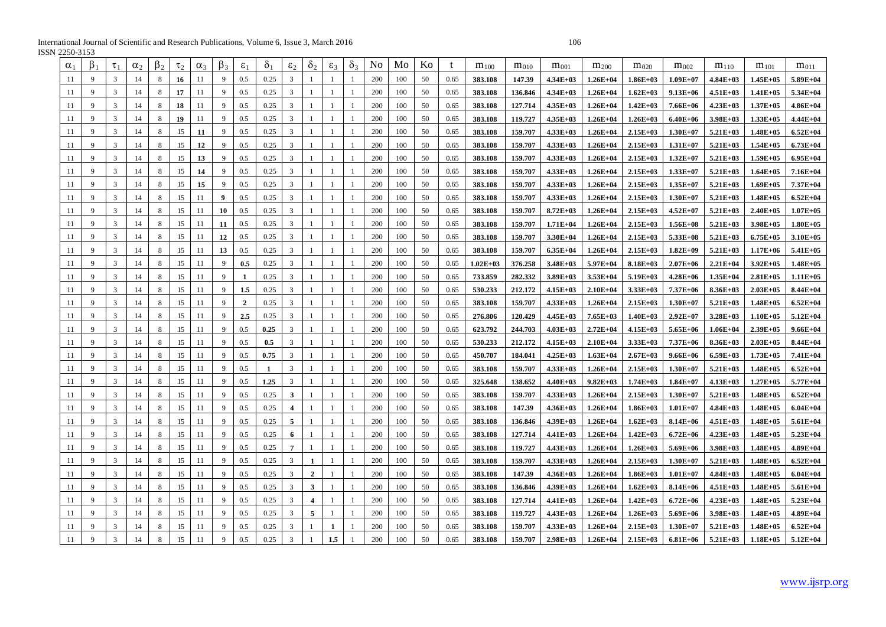| $\alpha_1$ | $\beta_1$ | $\tau_1$ | $\alpha_2$ | $\beta_2$ | $\tau_2$ | $\alpha_3$ | $\beta_3$ | $\varepsilon_1$ | $\delta_1$ | $\varepsilon_2$ | $\delta_2$ | $\varepsilon_3$ | $\delta_3$ | No | Mo | Ko | t | $m_{100}$ | $m_{010}$ | $m_{001}$ | $m_{200}$ | $m_{020}$ | $m_{002}$ | $m_{110}$ | $m_{101}$ | $m_{011}$ |
|---|---|---|---|---|---|---|---|---|---|---|---|---|---|---|---|---|---|---|---|---|---|---|---|---|---|---|
| 11 | 9 | 3 | 14 | 8 | **16** | 11 | 9 | 0.5 | 0.25 | 3 | 1 | 1 | 1 | 200 | 100 | 50 | 0.65 | **383.108** | **147.39** | **4.34E+03** | **1.26E+04** | **1.86E+03** | **1.09E+07** | **4.84E+03** | **1.45E+05** | **5.89E+04** |
| 11 | 9 | 3 | 14 | 8 | **17** | 11 | 9 | 0.5 | 0.25 | 3 | 1 | 1 | 1 | 200 | 100 | 50 | 0.65 | **383.108** | **136.846** | **4.34E+03** | **1.26E+04** | **1.62E+03** | **9.13E+06** | **4.51E+03** | **1.41E+05** | **5.34E+04** |
| 11 | 9 | 3 | 14 | 8 | **18** | 11 | 9 | 0.5 | 0.25 | 3 | 1 | 1 | 1 | 200 | 100 | 50 | 0.65 | **383.108** | **127.714** | **4.35E+03** | **1.26E+04** | **1.42E+03** | **7.66E+06** | **4.23E+03** | **1.37E+05** | **4.86E+04** |
| 11 | 9 | 3 | 14 | 8 | **19** | 11 | 9 | 0.5 | 0.25 | 3 | 1 | 1 | 1 | 200 | 100 | 50 | 0.65 | **383.108** | **119.727** | **4.35E+03** | **1.26E+04** | **1.26E+03** | **6.40E+06** | **3.98E+03** | **1.33E+05** | **4.44E+04** |
| 11 | 9 | 3 | 14 | 8 | 15 | **11** | 9 | 0.5 | 0.25 | 3 | 1 | 1 | 1 | 200 | 100 | 50 | 0.65 | **383.108** | **159.707** | **4.33E+03** | **1.26E+04** | **2.15E+03** | **1.30E+07** | **5.21E+03** | **1.48E+05** | **6.52E+04** |
| 11 | 9 | 3 | 14 | 8 | 15 | **12** | 9 | 0.5 | 0.25 | 3 | 1 | 1 | 1 | 200 | 100 | 50 | 0.65 | **383.108** | **159.707** | **4.33E+03** | **1.26E+04** | **2.15E+03** | **1.31E+07** | **5.21E+03** | **1.54E+05** | **6.73E+04** |
| 11 | 9 | 3 | 14 | 8 | 15 | **13** | 9 | 0.5 | 0.25 | 3 | 1 | 1 | 1 | 200 | 100 | 50 | 0.65 | **383.108** | **159.707** | **4.33E+03** | **1.26E+04** | **2.15E+03** | **1.32E+07** | **5.21E+03** | **1.59E+05** | **6.95E+04** |
| 11 | 9 | 3 | 14 | 8 | 15 | **14** | 9 | 0.5 | 0.25 | 3 | 1 | 1 | 1 | 200 | 100 | 50 | 0.65 | **383.108** | **159.707** | **4.33E+03** | **1.26E+04** | **2.15E+03** | **1.33E+07** | **5.21E+03** | **1.64E+05** | **7.16E+04** |
| 11 | 9 | 3 | 14 | 8 | 15 | **15** | 9 | 0.5 | 0.25 | 3 | 1 | 1 | 1 | 200 | 100 | 50 | 0.65 | **383.108** | **159.707** | **4.33E+03** | **1.26E+04** | **2.15E+03** | **1.35E+07** | **5.21E+03** | **1.69E+05** | **7.37E+04** |
| 11 | 9 | 3 | 14 | 8 | 15 | 11 | **9** | 0.5 | 0.25 | 3 | 1 | 1 | 1 | 200 | 100 | 50 | 0.65 | **383.108** | **159.707** | **4.33E+03** | **1.26E+04** | **2.15E+03** | **1.30E+07** | **5.21E+03** | **1.48E+05** | **6.52E+04** |
| 11 | 9 | 3 | 14 | 8 | 15 | 11 | **10** | 0.5 | 0.25 | 3 | 1 | 1 | 1 | 200 | 100 | 50 | 0.65 | **383.108** | **159.707** | **8.72E+03** | **1.26E+04** | **2.15E+03** | **4.52E+07** | **5.21E+03** | **2.40E+05** | **1.07E+05** |
| 11 | 9 | 3 | 14 | 8 | 15 | 11 | **11** | 0.5 | 0.25 | 3 | 1 | 1 | 1 | 200 | 100 | 50 | 0.65 | **383.108** | **159.707** | **1.71E+04** | **1.26E+04** | **2.15E+03** | **1.56E+08** | **5.21E+03** | **3.98E+05** | **1.80E+05** |
| 11 | 9 | 3 | 14 | 8 | 15 | 11 | **12** | 0.5 | 0.25 | 3 | 1 | 1 | 1 | 200 | 100 | 50 | 0.65 | **383.108** | **159.707** | **3.30E+04** | **1.26E+04** | **2.15E+03** | **5.33E+08** | **5.21E+03** | **6.75E+05** | **3.10E+05** |
| 11 | 9 | 3 | 14 | 8 | 15 | 11 | **13** | 0.5 | 0.25 | 3 | 1 | 1 | 1 | 200 | 100 | 50 | 0.65 | **383.108** | **159.707** | **6.35E+04** | **1.26E+04** | **2.15E+03** | **1.82E+09** | **5.21E+03** | **1.17E+06** | **5.41E+05** |
| 11 | 9 | 3 | 14 | 8 | 15 | 11 | 9 | **0.5** | 0.25 | 3 | 1 | 1 | 1 | 200 | 100 | 50 | 0.65 | **1.02E+03** | **376.258** | **3.48E+03** | **5.97E+04** | **8.18E+03** | **2.07E+06** | **2.21E+04** | **3.92E+05** | **1.48E+05** |
| 11 | 9 | 3 | 14 | 8 | 15 | 11 | 9 | **1** | 0.25 | 3 | 1 | 1 | 1 | 200 | 100 | 50 | 0.65 | **733.859** | **282.332** | **3.89E+03** | **3.53E+04** | **5.19E+03** | **4.28E+06** | **1.35E+04** | **2.81E+05** | **1.11E+05** |
| 11 | 9 | 3 | 14 | 8 | 15 | 11 | 9 | **1.5** | 0.25 | 3 | 1 | 1 | 1 | 200 | 100 | 50 | 0.65 | **530.233** | **212.172** | **4.15E+03** | **2.10E+04** | **3.33E+03** | **7.37E+06** | **8.36E+03** | **2.03E+05** | **8.44E+04** |
| 11 | 9 | 3 | 14 | 8 | 15 | 11 | 9 | **2** | 0.25 | 3 | 1 | 1 | 1 | 200 | 100 | 50 | 0.65 | **383.108** | **159.707** | **4.33E+03** | **1.26E+04** | **2.15E+03** | **1.30E+07** | **5.21E+03** | **1.48E+05** | **6.52E+04** |
| 11 | 9 | 3 | 14 | 8 | 15 | 11 | 9 | **2.5** | 0.25 | 3 | 1 | 1 | 1 | 200 | 100 | 50 | 0.65 | **276.806** | **120.429** | **4.45E+03** | **7.65E+03** | **1.40E+03** | **2.92E+07** | **3.28E+03** | **1.10E+05** | **5.12E+04** |
| 11 | 9 | 3 | 14 | 8 | 15 | 11 | 9 | 0.5 | **0.25** | 3 | 1 | 1 | 1 | 200 | 100 | 50 | 0.65 | **623.792** | **244.703** | **4.03E+03** | **2.72E+04** | **4.15E+03** | **5.65E+06** | **1.06E+04** | **2.39E+05** | **9.66E+04** |
| 11 | 9 | 3 | 14 | 8 | 15 | 11 | 9 | 0.5 | **0.5** | 3 | 1 | 1 | 1 | 200 | 100 | 50 | 0.65 | **530.233** | **212.172** | **4.15E+03** | **2.10E+04** | **3.33E+03** | **7.37E+06** | **8.36E+03** | **2.03E+05** | **8.44E+04** |
| 11 | 9 | 3 | 14 | 8 | 15 | 11 | 9 | 0.5 | **0.75** | 3 | 1 | 1 | 1 | 200 | 100 | 50 | 0.65 | **450.707** | **184.041** | **4.25E+03** | **1.63E+04** | **2.67E+03** | **9.66E+06** | **6.59E+03** | **1.73E+05** | **7.41E+04** |
| 11 | 9 | 3 | 14 | 8 | 15 | 11 | 9 | 0.5 | **1** | 3 | 1 | 1 | 1 | 200 | 100 | 50 | 0.65 | **383.108** | **159.707** | **4.33E+03** | **1.26E+04** | **2.15E+03** | **1.30E+07** | **5.21E+03** | **1.48E+05** | **6.52E+04** |
| 11 | 9 | 3 | 14 | 8 | 15 | 11 | 9 | 0.5 | **1.25** | 3 | 1 | 1 | 1 | 200 | 100 | 50 | 0.65 | **325.648** | **138.652** | **4.40E+03** | **9.82E+03** | **1.74E+03** | **1.84E+07** | **4.13E+03** | **1.27E+05** | **5.77E+04** |
| 11 | 9 | 3 | 14 | 8 | 15 | 11 | 9 | 0.5 | 0.25 | **3** | 1 | 1 | 1 | 200 | 100 | 50 | 0.65 | **383.108** | **159.707** | **4.33E+03** | **1.26E+04** | **2.15E+03** | **1.30E+07** | **5.21E+03** | **1.48E+05** | **6.52E+04** |
| 11 | 9 | 3 | 14 | 8 | 15 | 11 | 9 | 0.5 | 0.25 | **4** | 1 | 1 | 1 | 200 | 100 | 50 | 0.65 | **383.108** | **147.39** | **4.36E+03** | **1.26E+04** | **1.86E+03** | **1.01E+07** | **4.84E+03** | **1.48E+05** | **6.04E+04** |
| 11 | 9 | 3 | 14 | 8 | 15 | 11 | 9 | 0.5 | 0.25 | **5** | 1 | 1 | 1 | 200 | 100 | 50 | 0.65 | **383.108** | **136.846** | **4.39E+03** | **1.26E+04** | **1.62E+03** | **8.14E+06** | **4.51E+03** | **1.48E+05** | **5.61E+04** |
| 11 | 9 | 3 | 14 | 8 | 15 | 11 | 9 | 0.5 | 0.25 | **6** | 1 | 1 | 1 | 200 | 100 | 50 | 0.65 | **383.108** | **127.714** | **4.41E+03** | **1.26E+04** | **1.42E+03** | **6.72E+06** | **4.23E+03** | **1.48E+05** | **5.23E+04** |
| 11 | 9 | 3 | 14 | 8 | 15 | 11 | 9 | 0.5 | 0.25 | **7** | 1 | 1 | 1 | 200 | 100 | 50 | 0.65 | **383.108** | **119.727** | **4.43E+03** | **1.26E+04** | **1.26E+03** | **5.69E+06** | **3.98E+03** | **1.48E+05** | **4.89E+04** |
| 11 | 9 | 3 | 14 | 8 | 15 | 11 | 9 | 0.5 | 0.25 | 3 | **1** | 1 | 1 | 200 | 100 | 50 | 0.65 | **383.108** | **159.707** | **4.33E+03** | **1.26E+04** | **2.15E+03** | **1.30E+07** | **5.21E+03** | **1.48E+05** | **6.52E+04** |
| 11 | 9 | 3 | 14 | 8 | 15 | 11 | 9 | 0.5 | 0.25 | 3 | **2** | 1 | 1 | 200 | 100 | 50 | 0.65 | **383.108** | **147.39** | **4.36E+03** | **1.26E+04** | **1.86E+03** | **1.01E+07** | **4.84E+03** | **1.48E+05** | **6.04E+04** |
| 11 | 9 | 3 | 14 | 8 | 15 | 11 | 9 | 0.5 | 0.25 | 3 | **3** | 1 | 1 | 200 | 100 | 50 | 0.65 | **383.108** | **136.846** | **4.39E+03** | **1.26E+04** | **1.62E+03** | **8.14E+06** | **4.51E+03** | **1.48E+05** | **5.61E+04** |
| 11 | 9 | 3 | 14 | 8 | 15 | 11 | 9 | 0.5 | 0.25 | 3 | **4** | 1 | 1 | 200 | 100 | 50 | 0.65 | **383.108** | **127.714** | **4.41E+03** | **1.26E+04** | **1.42E+03** | **6.72E+06** | **4.23E+03** | **1.48E+05** | **5.23E+04** |
| 11 | 9 | 3 | 14 | 8 | 15 | 11 | 9 | 0.5 | 0.25 | 3 | **5** | 1 | 1 | 200 | 100 | 50 | 0.65 | **383.108** | **119.727** | **4.43E+03** | **1.26E+04** | **1.26E+03** | **5.69E+06** | **3.98E+03** | **1.48E+05** | **4.89E+04** |
| 11 | 9 | 3 | 14 | 8 | 15 | 11 | 9 | 0.5 | 0.25 | 3 | 1 | **1** | 1 | 200 | 100 | 50 | 0.65 | **383.108** | **159.707** | **4.33E+03** | **1.26E+04** | **2.15E+03** | **1.30E+07** | **5.21E+03** | **1.48E+05** | **6.52E+04** |
| 11 | 9 | 3 | 14 | 8 | 15 | 11 | 9 | 0.5 | 0.25 | 3 | 1 | **1.5** | 1 | 200 | 100 | 50 | 0.65 | **383.108** | **159.707** | **2.98E+03** | **1.26E+04** | **2.15E+03** | **6.81E+06** | **5.21E+03** | **1.18E+05** | **5.12E+04** |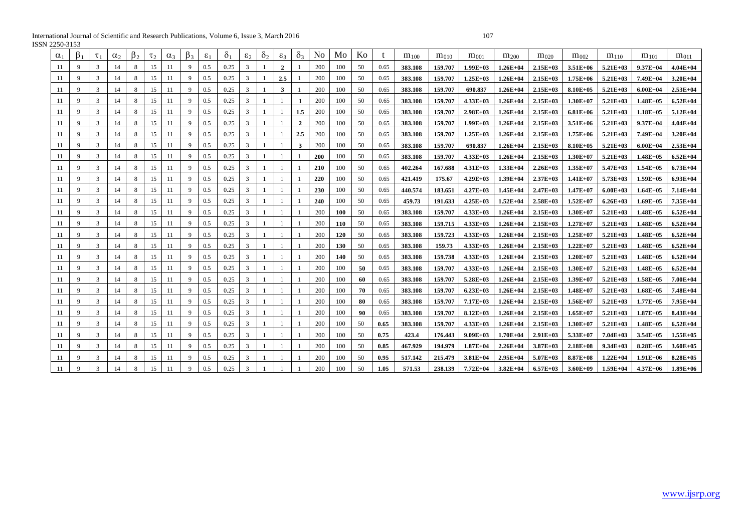| $\alpha_1$ | $\beta_1$ | $\tau_1$ | $\alpha_2$ | $\beta_2$ | $\tau_2$ | $\alpha_3$ | $\beta_3$ | $\varepsilon_1$ | $\delta_1$ | $\varepsilon_2$ | $\delta_2$ | $\varepsilon_3$ | $\delta_3$ | No | Mo | Ko | t | $m_{100}$ | $m_{010}$ | $m_{001}$ | $m_{200}$ | $m_{020}$ | $m_{002}$ | $m_{110}$ | $m_{101}$ | $m_{011}$ |
|---|---|---|---|---|---|---|---|---|---|---|---|---|---|---|---|---|---|---|---|---|---|---|---|---|---|---|
| 11 | 9 | 3 | 14 | 8 | 15 | 11 | 9 | 0.5 | 0.25 | 3 | 1 | **2** | 1 | 200 | 100 | 50 | 0.65 | **383.108** | **159.707** | **1.99E+03** | **1.26E+04** | **2.15E+03** | **3.51E+06** | **5.21E+03** | **9.37E+04** | **4.04E+04** |
| 11 | 9 | 3 | 14 | 8 | 15 | 11 | 9 | 0.5 | 0.25 | 3 | 1 | **2.5** | 1 | 200 | 100 | 50 | 0.65 | **383.108** | **159.707** | **1.25E+03** | **1.26E+04** | **2.15E+03** | **1.75E+06** | **5.21E+03** | **7.49E+04** | **3.20E+04** |
| 11 | 9 | 3 | 14 | 8 | 15 | 11 | 9 | 0.5 | 0.25 | 3 | 1 | **3** | 1 | 200 | 100 | 50 | 0.65 | **383.108** | **159.707** | **690.837** | **1.26E+04** | **2.15E+03** | **8.10E+05** | **5.21E+03** | **6.00E+04** | **2.53E+04** |
| 11 | 9 | 3 | 14 | 8 | 15 | 11 | 9 | 0.5 | 0.25 | 3 | 1 | 1 | **1** | 200 | 100 | 50 | 0.65 | **383.108** | **159.707** | **4.33E+03** | **1.26E+04** | **2.15E+03** | **1.30E+07** | **5.21E+03** | **1.48E+05** | **6.52E+04** |
| 11 | 9 | 3 | 14 | 8 | 15 | 11 | 9 | 0.5 | 0.25 | 3 | 1 | 1 | **1.5** | 200 | 100 | 50 | 0.65 | **383.108** | **159.707** | **2.98E+03** | **1.26E+04** | **2.15E+03** | **6.81E+06** | **5.21E+03** | **1.18E+05** | **5.12E+04** |
| 11 | 9 | 3 | 14 | 8 | 15 | 11 | 9 | 0.5 | 0.25 | 3 | 1 | 1 | **2** | 200 | 100 | 50 | 0.65 | **383.108** | **159.707** | **1.99E+03** | **1.26E+04** | **2.15E+03** | **3.51E+06** | **5.21E+03** | **9.37E+04** | **4.04E+04** |
| 11 | 9 | 3 | 14 | 8 | 15 | 11 | 9 | 0.5 | 0.25 | 3 | 1 | 1 | **2.5** | 200 | 100 | 50 | 0.65 | **383.108** | **159.707** | **1.25E+03** | **1.26E+04** | **2.15E+03** | **1.75E+06** | **5.21E+03** | **7.49E+04** | **3.20E+04** |
| 11 | 9 | 3 | 14 | 8 | 15 | 11 | 9 | 0.5 | 0.25 | 3 | 1 | 1 | **3** | 200 | 100 | 50 | 0.65 | **383.108** | **159.707** | **690.837** | **1.26E+04** | **2.15E+03** | **8.10E+05** | **5.21E+03** | **6.00E+04** | **2.53E+04** |
| 11 | 9 | 3 | 14 | 8 | 15 | 11 | 9 | 0.5 | 0.25 | 3 | 1 | 1 | 1 | **200** | 100 | 50 | 0.65 | **383.108** | **159.707** | **4.33E+03** | **1.26E+04** | **2.15E+03** | **1.30E+07** | **5.21E+03** | **1.48E+05** | **6.52E+04** |
| 11 | 9 | 3 | 14 | 8 | 15 | 11 | 9 | 0.5 | 0.25 | 3 | 1 | 1 | 1 | **210** | 100 | 50 | 0.65 | **402.264** | **167.688** | **4.31E+03** | **1.33E+04** | **2.26E+03** | **1.35E+07** | **5.47E+03** | **1.54E+05** | **6.73E+04** |
| 11 | 9 | 3 | 14 | 8 | 15 | 11 | 9 | 0.5 | 0.25 | 3 | 1 | 1 | 1 | **220** | 100 | 50 | 0.65 | **421.419** | **175.67** | **4.29E+03** | **1.39E+04** | **2.37E+03** | **1.41E+07** | **5.73E+03** | **1.59E+05** | **6.93E+04** |
| 11 | 9 | 3 | 14 | 8 | 15 | 11 | 9 | 0.5 | 0.25 | 3 | 1 | 1 | 1 | **230** | 100 | 50 | 0.65 | **440.574** | **183.651** | **4.27E+03** | **1.45E+04** | **2.47E+03** | **1.47E+07** | **6.00E+03** | **1.64E+05** | **7.14E+04** |
| 11 | 9 | 3 | 14 | 8 | 15 | 11 | 9 | 0.5 | 0.25 | 3 | 1 | 1 | 1 | **240** | 100 | 50 | 0.65 | **459.73** | **191.633** | **4.25E+03** | **1.52E+04** | **2.58E+03** | **1.52E+07** | **6.26E+03** | **1.69E+05** | **7.35E+04** |
| 11 | 9 | 3 | 14 | 8 | 15 | 11 | 9 | 0.5 | 0.25 | 3 | 1 | 1 | 1 | 200 | **100** | 50 | 0.65 | **383.108** | **159.707** | **4.33E+03** | **1.26E+04** | **2.15E+03** | **1.30E+07** | **5.21E+03** | **1.48E+05** | **6.52E+04** |
| 11 | 9 | 3 | 14 | 8 | 15 | 11 | 9 | 0.5 | 0.25 | 3 | 1 | 1 | 1 | 200 | **110** | 50 | 0.65 | **383.108** | **159.715** | **4.33E+03** | **1.26E+04** | **2.15E+03** | **1.27E+07** | **5.21E+03** | **1.48E+05** | **6.52E+04** |
| 11 | 9 | 3 | 14 | 8 | 15 | 11 | 9 | 0.5 | 0.25 | 3 | 1 | 1 | 1 | 200 | **120** | 50 | 0.65 | **383.108** | **159.723** | **4.33E+03** | **1.26E+04** | **2.15E+03** | **1.25E+07** | **5.21E+03** | **1.48E+05** | **6.52E+04** |
| 11 | 9 | 3 | 14 | 8 | 15 | 11 | 9 | 0.5 | 0.25 | 3 | 1 | 1 | 1 | 200 | **130** | 50 | 0.65 | **383.108** | **159.73** | **4.33E+03** | **1.26E+04** | **2.15E+03** | **1.22E+07** | **5.21E+03** | **1.48E+05** | **6.52E+04** |
| 11 | 9 | 3 | 14 | 8 | 15 | 11 | 9 | 0.5 | 0.25 | 3 | 1 | 1 | 1 | 200 | **140** | 50 | 0.65 | **383.108** | **159.738** | **4.33E+03** | **1.26E+04** | **2.15E+03** | **1.20E+07** | **5.21E+03** | **1.48E+05** | **6.52E+04** |
| 11 | 9 | 3 | 14 | 8 | 15 | 11 | 9 | 0.5 | 0.25 | 3 | 1 | 1 | 1 | 200 | 100 | **50** | 0.65 | **383.108** | **159.707** | **4.33E+03** | **1.26E+04** | **2.15E+03** | **1.30E+07** | **5.21E+03** | **1.48E+05** | **6.52E+04** |
| 11 | 9 | 3 | 14 | 8 | 15 | 11 | 9 | 0.5 | 0.25 | 3 | 1 | 1 | 1 | 200 | 100 | **60** | 0.65 | **383.108** | **159.707** | **5.28E+03** | **1.26E+04** | **2.15E+03** | **1.39E+07** | **5.21E+03** | **1.58E+05** | **7.00E+04** |
| 11 | 9 | 3 | 14 | 8 | 15 | 11 | 9 | 0.5 | 0.25 | 3 | 1 | 1 | 1 | 200 | 100 | **70** | 0.65 | **383.108** | **159.707** | **6.23E+03** | **1.26E+04** | **2.15E+03** | **1.48E+07** | **5.21E+03** | **1.68E+05** | **7.48E+04** |
| 11 | 9 | 3 | 14 | 8 | 15 | 11 | 9 | 0.5 | 0.25 | 3 | 1 | 1 | 1 | 200 | 100 | **80** | 0.65 | **383.108** | **159.707** | **7.17E+03** | **1.26E+04** | **2.15E+03** | **1.56E+07** | **5.21E+03** | **1.77E+05** | **7.95E+04** |
| 11 | 9 | 3 | 14 | 8 | 15 | 11 | 9 | 0.5 | 0.25 | 3 | 1 | 1 | 1 | 200 | 100 | **90** | 0.65 | **383.108** | **159.707** | **8.12E+03** | **1.26E+04** | **2.15E+03** | **1.65E+07** | **5.21E+03** | **1.87E+05** | **8.43E+04** |
| 11 | 9 | 3 | 14 | 8 | 15 | 11 | 9 | 0.5 | 0.25 | 3 | 1 | 1 | 1 | 200 | 100 | 50 | **0.65** | **383.108** | **159.707** | **4.33E+03** | **1.26E+04** | **2.15E+03** | **1.30E+07** | **5.21E+03** | **1.48E+05** | **6.52E+04** |
| 11 | 9 | 3 | 14 | 8 | 15 | 11 | 9 | 0.5 | 0.25 | 3 | 1 | 1 | 1 | 200 | 100 | 50 | **0.75** | **423.4** | **176.443** | **9.09E+03** | **1.70E+04** | **2.91E+03** | **5.33E+07** | **7.04E+03** | **3.54E+05** | **1.55E+05** |
| 11 | 9 | 3 | 14 | 8 | 15 | 11 | 9 | 0.5 | 0.25 | 3 | 1 | 1 | 1 | 200 | 100 | 50 | **0.85** | **467.929** | **194.979** | **1.87E+04** | **2.26E+04** | **3.87E+03** | **2.18E+08** | **9.34E+03** | **8.28E+05** | **3.60E+05** |
| 11 | 9 | 3 | 14 | 8 | 15 | 11 | 9 | 0.5 | 0.25 | 3 | 1 | 1 | 1 | 200 | 100 | 50 | **0.95** | **517.142** | **215.479** | **3.81E+04** | **2.95E+04** | **5.07E+03** | **8.87E+08** | **1.22E+04** | **1.91E+06** | **8.28E+05** |
| 11 | 9 | 3 | 14 | 8 | 15 | 11 | 9 | 0.5 | 0.25 | 3 | 1 | 1 | 1 | 200 | 100 | 50 | **1.05** | **571.53** | **238.139** | **7.72E+04** | **3.82E+04** | **6.57E+03** | **3.60E+09** | **1.59E+04** | **4.37E+06** | **1.89E+06** |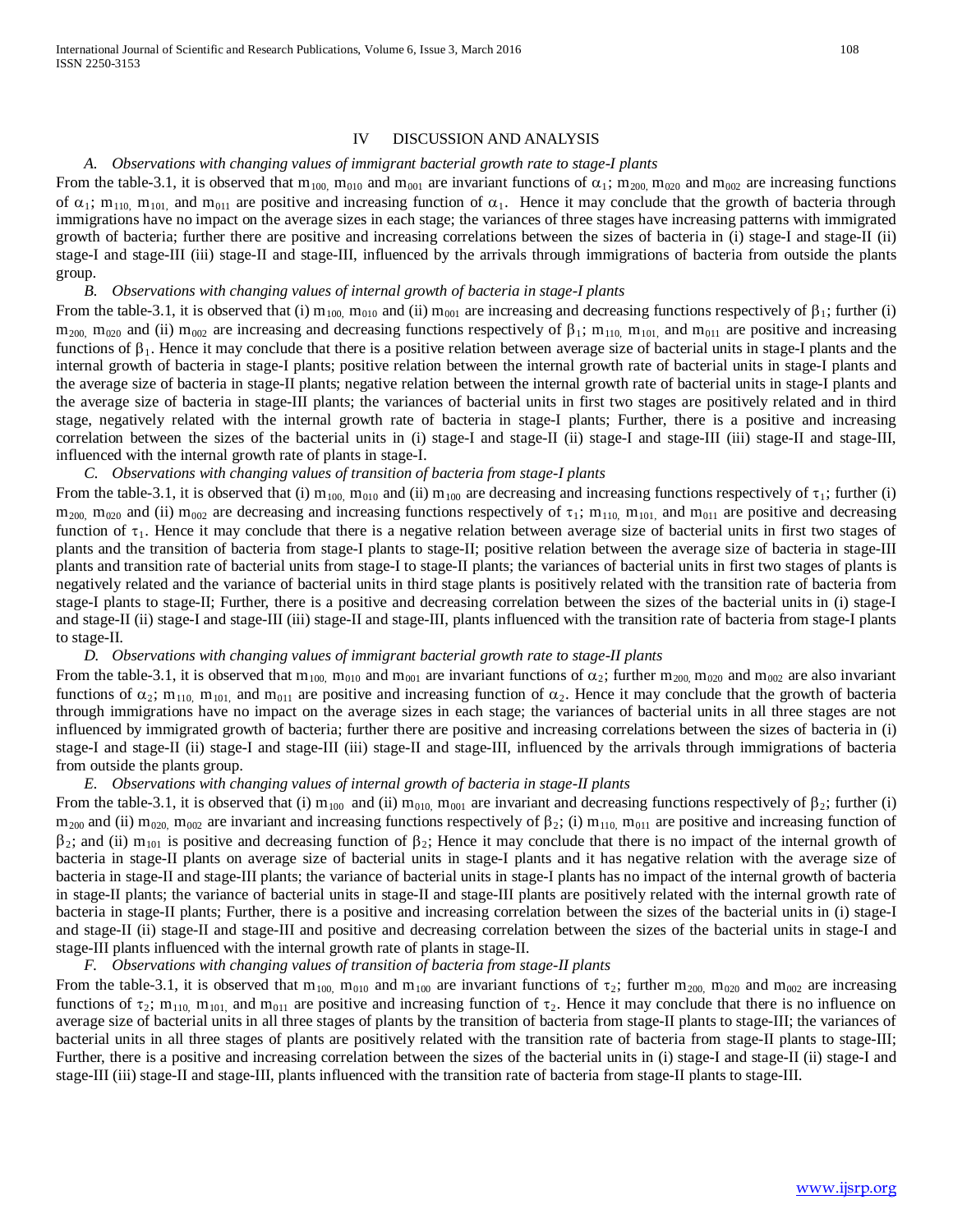## IV DISCUSSION AND ANALYSIS

### *A. Observations with changing values of immigrant bacterial growth rate to stage-I plants*

From the table-3.1, it is observed that $m_{100,}$ $m_{010}$ and $m_{001}$ are invariant functions of $\alpha_1$; $m_{200,}$ $m_{020}$ and $m_{002}$ are increasing functions of $\alpha_1$; $m_{110,}$ $m_{101,}$ and $m_{011}$ are positive and increasing function of $\alpha_1$. Hence it may conclude that the growth of bacteria through immigrations have no impact on the average sizes in each stage; the variances of three stages have increasing patterns with immigrated growth of bacteria; further there are positive and increasing correlations between the sizes of bacteria in (i) stage-I and stage-II (ii) stage-I and stage-III (iii) stage-II and stage-III, influenced by the arrivals through immigrations of bacteria from outside the plants group.

### *B. Observations with changing values of internal growth of bacteria in stage-I plants*

From the table-3.1, it is observed that (i) $m_{100,}$ $m_{010}$ and (ii) $m_{001}$ are increasing and decreasing functions respectively of $\beta_1$; further (i) $m_{200,}$ $m_{020}$ and (ii) $m_{002}$ are increasing and decreasing functions respectively of $\beta_1$; $m_{110,}$ $m_{101,}$ and $m_{011}$ are positive and increasing functions of $\beta_1$. Hence it may conclude that there is a positive relation between average size of bacterial units in stage-I plants and the internal growth of bacteria in stage-I plants; positive relation between the internal growth rate of bacterial units in stage-I plants and the average size of bacteria in stage-II plants; negative relation between the internal growth rate of bacterial units in stage-I plants and the average size of bacteria in stage-III plants; the variances of bacterial units in first two stages are positively related and in third stage, negatively related with the internal growth rate of bacteria in stage-I plants; Further, there is a positive and increasing correlation between the sizes of the bacterial units in (i) stage-I and stage-II (ii) stage-I and stage-III (iii) stage-II and stage-III, influenced with the internal growth rate of plants in stage-I.

### *C. Observations with changing values of transition of bacteria from stage-I plants*

From the table-3.1, it is observed that (i) $m_{100,}$ $m_{010}$ and (ii) $m_{100}$ are decreasing and increasing functions respectively of $\tau_1$; further (i) $m_{200,}$ $m_{020}$ and (ii) $m_{002}$ are decreasing and increasing functions respectively of $\tau_1$; $m_{110,}$ $m_{101,}$ and $m_{011}$ are positive and decreasing function of $\tau_1$. Hence it may conclude that there is a negative relation between average size of bacterial units in first two stages of plants and the transition of bacteria from stage-I plants to stage-II; positive relation between the average size of bacteria in stage-III plants and transition rate of bacterial units from stage-I to stage-II plants; the variances of bacterial units in first two stages of plants is negatively related and the variance of bacterial units in third stage plants is positively related with the transition rate of bacteria from stage-I plants to stage-II; Further, there is a positive and decreasing correlation between the sizes of the bacterial units in (i) stage-I and stage-II (ii) stage-I and stage-III (iii) stage-II and stage-III, plants influenced with the transition rate of bacteria from stage-I plants to stage-II.

### *D. Observations with changing values of immigrant bacterial growth rate to stage-II plants*

From the table-3.1, it is observed that $m_{100,}$ $m_{010}$ and $m_{001}$ are invariant functions of $\alpha_2$; further $m_{200,}$ $m_{020}$ and $m_{002}$ are also invariant functions of $\alpha_2$; $m_{110,}$ $m_{101,}$ and $m_{011}$ are positive and increasing function of $\alpha_2$. Hence it may conclude that the growth of bacteria through immigrations have no impact on the average sizes in each stage; the variances of bacterial units in all three stages are not influenced by immigrated growth of bacteria; further there are positive and increasing correlations between the sizes of bacteria in (i) stage-I and stage-II (ii) stage-I and stage-III (iii) stage-II and stage-III, influenced by the arrivals through immigrations of bacteria from outside the plants group.

### *E. Observations with changing values of internal growth of bacteria in stage-II plants*

From the table-3.1, it is observed that (i) $m_{100}$ and (ii) $m_{010,}$ $m_{001}$ are invariant and decreasing functions respectively of $\beta_2$; further (i) $m_{200}$ and (ii) $m_{020,}$ $m_{002}$ are invariant and increasing functions respectively of $\beta_2$; (i) $m_{110,}$ $m_{011}$ are positive and increasing function of $\beta_2$; and (ii) $m_{101}$ is positive and decreasing function of $\beta_2$; Hence it may conclude that there is no impact of the internal growth of bacteria in stage-II plants on average size of bacterial units in stage-I plants and it has negative relation with the average size of bacteria in stage-II and stage-III plants; the variance of bacterial units in stage-I plants has no impact of the internal growth of bacteria in stage-II plants; the variance of bacterial units in stage-II and stage-III plants are positively related with the internal growth rate of bacteria in stage-II plants; Further, there is a positive and increasing correlation between the sizes of the bacterial units in (i) stage-I and stage-II (ii) stage-II and stage-III and positive and decreasing correlation between the sizes of the bacterial units in stage-I and stage-III plants influenced with the internal growth rate of plants in stage-II.

### *F. Observations with changing values of transition of bacteria from stage-II plants*

From the table-3.1, it is observed that $m_{100,}$ $m_{010}$ and $m_{100}$ are invariant functions of $\tau_2$; further $m_{200,}$ $m_{020}$ and $m_{002}$ are increasing functions of $\tau_2$; $m_{110,}$ $m_{101,}$ and $m_{011}$ are positive and increasing function of $\tau_2$. Hence it may conclude that there is no influence on average size of bacterial units in all three stages of plants by the transition of bacteria from stage-II plants to stage-III; the variances of bacterial units in all three stages of plants are positively related with the transition rate of bacteria from stage-II plants to stage-III; Further, there is a positive and increasing correlation between the sizes of the bacterial units in (i) stage-I and stage-II (ii) stage-I and stage-III (iii) stage-II and stage-III, plants influenced with the transition rate of bacteria from stage-II plants to stage-III.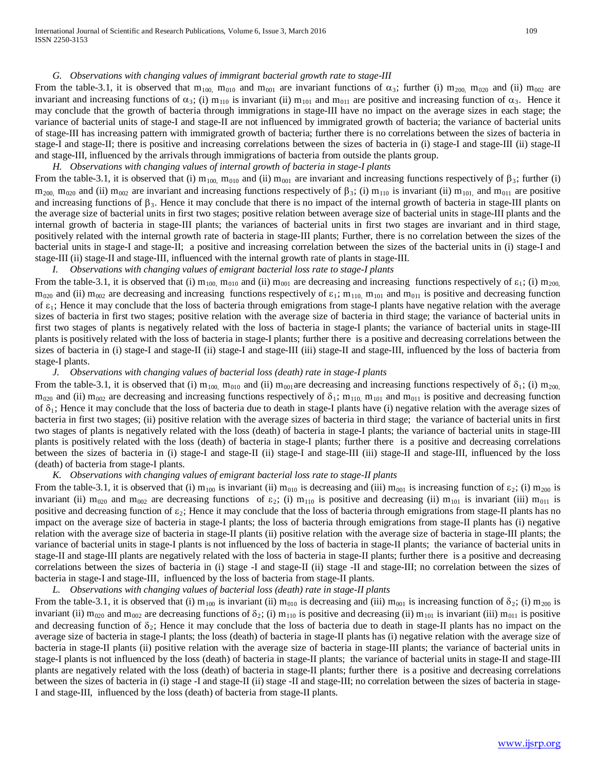### G. Observations with changing values of immigrant bacterial growth rate to stage-III

From the table-3.1, it is observed that $m_{100}$, $m_{010}$ and $m_{001}$ are invariant functions of $\alpha_3$; further (i) $m_{200}$, $m_{020}$ and (ii) $m_{002}$ are invariant and increasing functions of $\alpha_3$; (i) $m_{110}$ is invariant (ii) $m_{101}$ and $m_{011}$ are positive and increasing function of $\alpha_3$. Hence it may conclude that the growth of bacteria through immigrations in stage-III have no impact on the average sizes in each stage; the variance of bacterial units of stage-I and stage-II are not influenced by immigrated growth of bacteria; the variance of bacterial units of stage-III has increasing pattern with immigrated growth of bacteria; further there is no correlations between the sizes of bacteria in stage-I and stage-II; there is positive and increasing correlations between the sizes of bacteria in (i) stage-I and stage-III (ii) stage-II and stage-III, influenced by the arrivals through immigrations of bacteria from outside the plants group.

### H. Observations with changing values of internal growth of bacteria in stage-I plants

From the table-3.1, it is observed that (i) $m_{100}$, $m_{010}$ and (ii) $m_{001}$ are invariant and increasing functions respectively of $\beta_3$; further (i) $m_{200}$, $m_{020}$ and (ii) $m_{002}$ are invariant and increasing functions respectively of $\beta_3$; (i) $m_{110}$ is invariant (ii) $m_{101}$, and $m_{011}$ are positive and increasing functions of $\beta_3$. Hence it may conclude that there is no impact of the internal growth of bacteria in stage-III plants on the average size of bacterial units in first two stages; positive relation between average size of bacterial units in stage-III plants and the internal growth of bacteria in stage-III plants; the variances of bacterial units in first two stages are invariant and in third stage, positively related with the internal growth rate of bacteria in stage-III plants; Further, there is no correlation between the sizes of the bacterial units in stage-I and stage-II; a positive and increasing correlation between the sizes of the bacterial units in (i) stage-I and stage-III (ii) stage-II and stage-III, influenced with the internal growth rate of plants in stage-III.

### I. Observations with changing values of emigrant bacterial loss rate to stage-I plants

From the table-3.1, it is observed that (i) $m_{100}$, $m_{010}$ and (ii) $m_{001}$ are decreasing and increasing functions respectively of $\varepsilon_1$; (i) $m_{200}$, $m_{020}$ and (ii) $m_{002}$ are decreasing and increasing functions respectively of $\varepsilon_1$; $m_{110}$, $m_{101}$ and $m_{011}$ is positive and decreasing function of $\varepsilon_1$; Hence it may conclude that the loss of bacteria through emigrations from stage-I plants have negative relation with the average sizes of bacteria in first two stages; positive relation with the average size of bacteria in third stage; the variance of bacterial units in first two stages of plants is negatively related with the loss of bacteria in stage-I plants; the variance of bacterial units in stage-III plants is positively related with the loss of bacteria in stage-I plants; further there is a positive and decreasing correlations between the sizes of bacteria in (i) stage-I and stage-II (ii) stage-I and stage-III (iii) stage-II and stage-III, influenced by the loss of bacteria from stage-I plants.

### J. Observations with changing values of bacterial loss (death) rate in stage-I plants

From the table-3.1, it is observed that (i) $m_{100}$, $m_{010}$ and (ii) $m_{001}$ are decreasing and increasing functions respectively of $\delta_1$; (i) $m_{200}$, $m_{020}$ and (ii) $m_{002}$ are decreasing and increasing functions respectively of $\delta_1$; $m_{110}$, $m_{101}$ and $m_{011}$ is positive and decreasing function of $\delta_1$; Hence it may conclude that the loss of bacteria due to death in stage-I plants have (i) negative relation with the average sizes of bacteria in first two stages; (ii) positive relation with the average sizes of bacteria in third stage; the variance of bacterial units in first two stages of plants is negatively related with the loss (death) of bacteria in stage-I plants; the variance of bacterial units in stage-III plants is positively related with the loss (death) of bacteria in stage-I plants; further there is a positive and decreasing correlations between the sizes of bacteria in (i) stage-I and stage-II (ii) stage-I and stage-III (iii) stage-II and stage-III, influenced by the loss (death) of bacteria from stage-I plants.

### K. Observations with changing values of emigrant bacterial loss rate to stage-II plants

From the table-3.1, it is observed that (i) $m_{100}$ is invariant (ii) $m_{010}$ is decreasing and (iii) $m_{001}$ is increasing function of $\varepsilon_2$; (i) $m_{200}$ is invariant (ii) $m_{020}$ and $m_{002}$ are decreasing functions of $\varepsilon_2$; (i) $m_{110}$ is positive and decreasing (ii) $m_{101}$ is invariant (iii) $m_{011}$ is positive and decreasing function of $\varepsilon_2$; Hence it may conclude that the loss of bacteria through emigrations from stage-II plants has no impact on the average size of bacteria in stage-I plants; the loss of bacteria through emigrations from stage-II plants has (i) negative relation with the average size of bacteria in stage-II plants (ii) positive relation with the average size of bacteria in stage-III plants; the variance of bacterial units in stage-I plants is not influenced by the loss of bacteria in stage-II plants; the variance of bacterial units in stage-II and stage-III plants are negatively related with the loss of bacteria in stage-II plants; further there is a positive and decreasing correlations between the sizes of bacteria in (i) stage -I and stage-II (ii) stage -II and stage-III; no correlation between the sizes of bacteria in stage-I and stage-III, influenced by the loss of bacteria from stage-II plants.

### L. Observations with changing values of bacterial loss (death) rate in stage-II plants

From the table-3.1, it is observed that (i) $m_{100}$ is invariant (ii) $m_{010}$ is decreasing and (iii) $m_{001}$ is increasing function of $\delta_2$; (i) $m_{200}$ is invariant (ii) $m_{020}$ and $m_{002}$ are decreasing functions of $\delta_2$; (i) $m_{110}$ is positive and decreasing (ii) $m_{101}$ is invariant (iii) $m_{011}$ is positive and decreasing function of $\delta_2$; Hence it may conclude that the loss of bacteria due to death in stage-II plants has no impact on the average size of bacteria in stage-I plants; the loss (death) of bacteria in stage-II plants has (i) negative relation with the average size of bacteria in stage-II plants (ii) positive relation with the average size of bacteria in stage-III plants; the variance of bacterial units in stage-I plants is not influenced by the loss (death) of bacteria in stage-II plants; the variance of bacterial units in stage-II and stage-III plants are negatively related with the loss (death) of bacteria in stage-II plants; further there is a positive and decreasing correlations between the sizes of bacteria in (i) stage -I and stage-II (ii) stage -II and stage-III; no correlation between the sizes of bacteria in stage-I and stage-III, influenced by the loss (death) of bacteria from stage-II plants.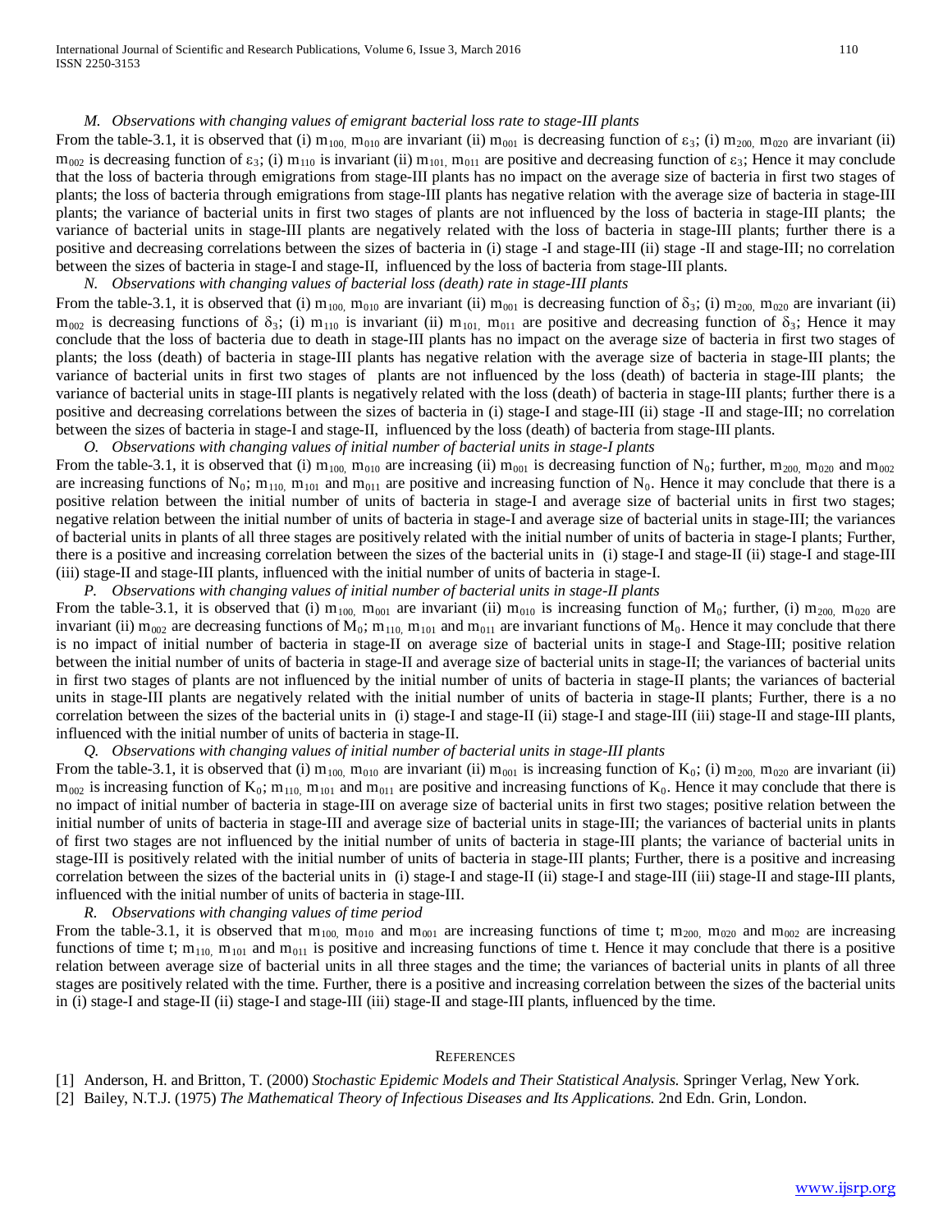### M. *Observations with changing values of emigrant bacterial loss rate to stage-III plants*

From the table-3.1, it is observed that (i) $m_{100,}$ $m_{010}$ are invariant (ii) $m_{001}$ is decreasing function of $\varepsilon_3$; (i) $m_{200,}$ $m_{020}$ are invariant (ii) $m_{002}$ is decreasing function of $\varepsilon_3$; (i) $m_{110}$ is invariant (ii) $m_{101,}$ $m_{011}$ are positive and decreasing function of $\varepsilon_3$; Hence it may conclude that the loss of bacteria through emigrations from stage-III plants has no impact on the average size of bacteria in first two stages of plants; the loss of bacteria through emigrations from stage-III plants has negative relation with the average size of bacteria in stage-III plants; the variance of bacterial units in first two stages of plants are not influenced by the loss of bacteria in stage-III plants; the variance of bacterial units in stage-III plants are negatively related with the loss of bacteria in stage-III plants; further there is a positive and decreasing correlations between the sizes of bacteria in (i) stage -I and stage-III (ii) stage -II and stage-III; no correlation between the sizes of bacteria in stage-I and stage-II, influenced by the loss of bacteria from stage-III plants.

### N. *Observations with changing values of bacterial loss (death) rate in stage-III plants*

From the table-3.1, it is observed that (i) $m_{100,}$ $m_{010}$ are invariant (ii) $m_{001}$ is decreasing function of $\delta_3$; (i) $m_{200,}$ $m_{020}$ are invariant (ii) $m_{002}$ is decreasing functions of $\delta_3$; (i) $m_{110}$ is invariant (ii) $m_{101,}$ $m_{011}$ are positive and decreasing function of $\delta_3$; Hence it may conclude that the loss of bacteria due to death in stage-III plants has no impact on the average size of bacteria in first two stages of plants; the loss (death) of bacteria in stage-III plants has negative relation with the average size of bacteria in stage-III plants; the variance of bacterial units in first two stages of plants are not influenced by the loss (death) of bacteria in stage-III plants; the variance of bacterial units in stage-III plants is negatively related with the loss (death) of bacteria in stage-III plants; further there is a positive and decreasing correlations between the sizes of bacteria in (i) stage-I and stage-III (ii) stage -II and stage-III; no correlation between the sizes of bacteria in stage-I and stage-II, influenced by the loss (death) of bacteria from stage-III plants.

### O. *Observations with changing values of initial number of bacterial units in stage-I plants*

From the table-3.1, it is observed that (i) $m_{100,}$ $m_{010}$ are increasing (ii) $m_{001}$ is decreasing function of $N_0$; further, $m_{200,}$ $m_{020}$ and $m_{002}$ are increasing functions of $N_0$; $m_{110,}$ $m_{101}$ and $m_{011}$ are positive and increasing function of $N_0$. Hence it may conclude that there is a positive relation between the initial number of units of bacteria in stage-I and average size of bacterial units in first two stages; negative relation between the initial number of units of bacteria in stage-I and average size of bacterial units in stage-III; the variances of bacterial units in plants of all three stages are positively related with the initial number of units of bacteria in stage-I plants; Further, there is a positive and increasing correlation between the sizes of the bacterial units in (i) stage-I and stage-II (ii) stage-I and stage-III (iii) stage-II and stage-III plants, influenced with the initial number of units of bacteria in stage-I.

### P. *Observations with changing values of initial number of bacterial units in stage-II plants*

From the table-3.1, it is observed that (i) $m_{100,}$ $m_{001}$ are invariant (ii) $m_{010}$ is increasing function of $M_0$; further, (i) $m_{200,}$ $m_{020}$ are invariant (ii) $m_{002}$ are decreasing functions of $M_0$; $m_{110,}$ $m_{101}$ and $m_{011}$ are invariant functions of $M_0$. Hence it may conclude that there is no impact of initial number of bacteria in stage-II on average size of bacterial units in stage-I and Stage-III; positive relation between the initial number of units of bacteria in stage-II and average size of bacterial units in stage-II; the variances of bacterial units in first two stages of plants are not influenced by the initial number of units of bacteria in stage-II plants; the variances of bacterial units in stage-III plants are negatively related with the initial number of units of bacteria in stage-II plants; Further, there is a no correlation between the sizes of the bacterial units in (i) stage-I and stage-II (ii) stage-I and stage-III (iii) stage-II and stage-III plants, influenced with the initial number of units of bacteria in stage-II.

### Q. *Observations with changing values of initial number of bacterial units in stage-III plants*

From the table-3.1, it is observed that (i) $m_{100,}$ $m_{010}$ are invariant (ii) $m_{001}$ is increasing function of $K_0$; (i) $m_{200,}$ $m_{020}$ are invariant (ii) $m_{002}$ is increasing function of $K_0$; $m_{110,}$ $m_{101}$ and $m_{011}$ are positive and increasing functions of $K_0$. Hence it may conclude that there is no impact of initial number of bacteria in stage-III on average size of bacterial units in first two stages; positive relation between the initial number of units of bacteria in stage-III and average size of bacterial units in stage-III; the variances of bacterial units in plants of first two stages are not influenced by the initial number of units of bacteria in stage-III plants; the variance of bacterial units in stage-III is positively related with the initial number of units of bacteria in stage-III plants; Further, there is a positive and increasing correlation between the sizes of the bacterial units in (i) stage-I and stage-II (ii) stage-I and stage-III (iii) stage-II and stage-III plants, influenced with the initial number of units of bacteria in stage-III.

### R. *Observations with changing values of time period*

From the table-3.1, it is observed that $m_{100,}$ $m_{010}$ and $m_{001}$ are increasing functions of time t; $m_{200,}$ $m_{020}$ and $m_{002}$ are increasing functions of time t; $m_{110,}$ $m_{101}$ and $m_{011}$ is positive and increasing functions of time t. Hence it may conclude that there is a positive relation between average size of bacterial units in all three stages and the time; the variances of bacterial units in plants of all three stages are positively related with the time. Further, there is a positive and increasing correlation between the sizes of the bacterial units in (i) stage-I and stage-II (ii) stage-I and stage-III (iii) stage-II and stage-III plants, influenced by the time.

## References

[1] Anderson, H. and Britton, T. (2000) *Stochastic Epidemic Models and Their Statistical Analysis.* Springer Verlag, New York.

[2] Bailey, N.T.J. (1975) *The Mathematical Theory of Infectious Diseases and Its Applications.* 2nd Edn. Grin, London.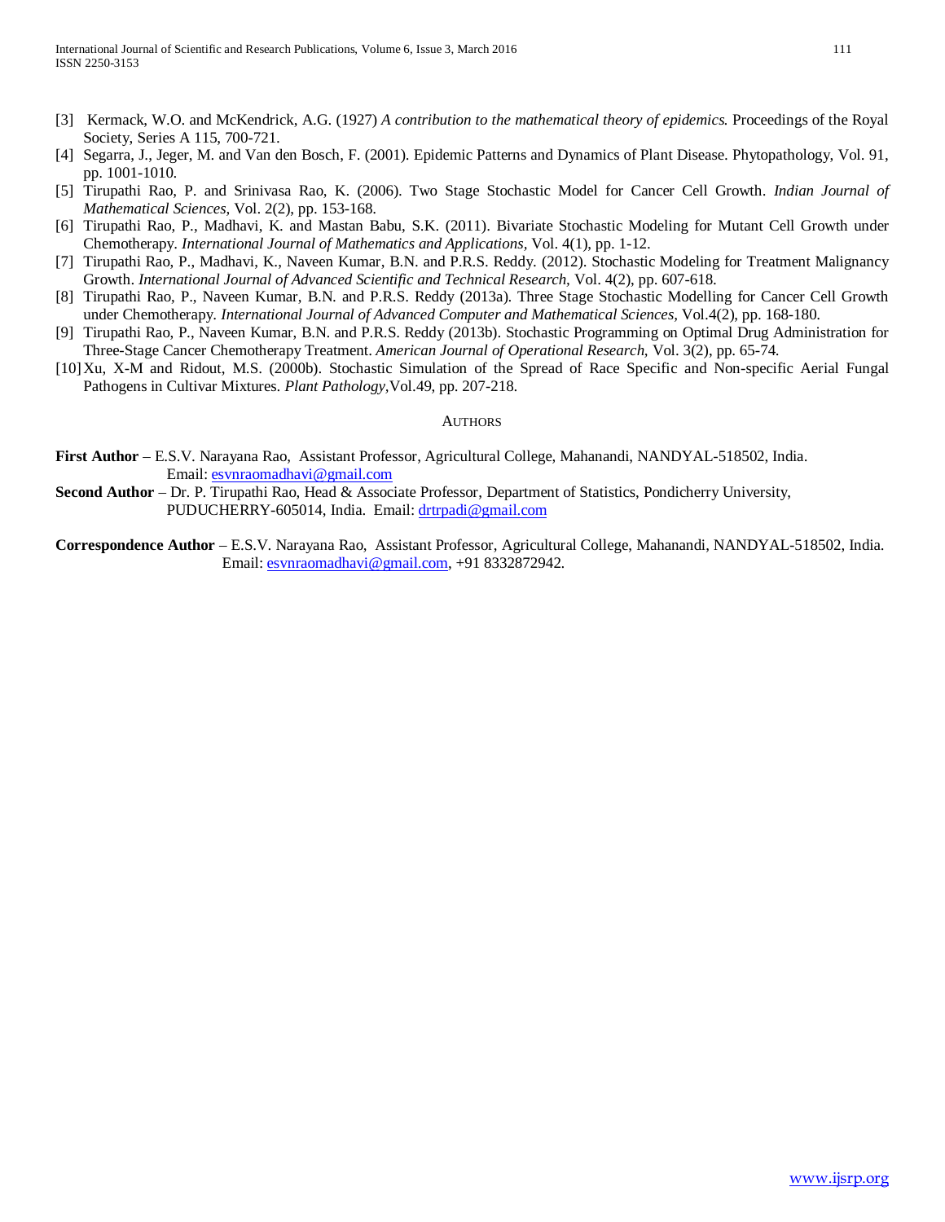[3] Kermack, W.O. and McKendrick, A.G. (1927) *A contribution to the mathematical theory of epidemics.* Proceedings of the Royal Society, Series A 115, 700-721.

[4] Segarra, J., Jeger, M. and Van den Bosch, F. (2001). Epidemic Patterns and Dynamics of Plant Disease. Phytopathology, Vol. 91, pp. 1001-1010.

[5] Tirupathi Rao, P. and Srinivasa Rao, K. (2006). Two Stage Stochastic Model for Cancer Cell Growth. *Indian Journal of Mathematical Sciences*, Vol. 2(2), pp. 153-168.

[6] Tirupathi Rao, P., Madhavi, K. and Mastan Babu, S.K. (2011). Bivariate Stochastic Modeling for Mutant Cell Growth under Chemotherapy. *International Journal of Mathematics and Applications*, Vol. 4(1), pp. 1-12.

[7] Tirupathi Rao, P., Madhavi, K., Naveen Kumar, B.N. and P.R.S. Reddy. (2012). Stochastic Modeling for Treatment Malignancy Growth. *International Journal of Advanced Scientific and Technical Research*, Vol. 4(2), pp. 607-618.

[8] Tirupathi Rao, P., Naveen Kumar, B.N. and P.R.S. Reddy (2013a). Three Stage Stochastic Modelling for Cancer Cell Growth under Chemotherapy. *International Journal of Advanced Computer and Mathematical Sciences*, Vol.4(2), pp. 168-180.

[9] Tirupathi Rao, P., Naveen Kumar, B.N. and P.R.S. Reddy (2013b). Stochastic Programming on Optimal Drug Administration for Three-Stage Cancer Chemotherapy Treatment. *American Journal of Operational Research*, Vol. 3(2), pp. 65-74.

[10] Xu, X-M and Ridout, M.S. (2000b). Stochastic Simulation of the Spread of Race Specific and Non-specific Aerial Fungal Pathogens in Cultivar Mixtures. *Plant Pathology*,Vol.49, pp. 207-218.

## Authors

**First Author** – E.S.V. Narayana Rao, Assistant Professor, Agricultural College, Mahanandi, NANDYAL-518502, India. Email: esvnraomadhavi@gmail.com

**Second Author** – Dr. P. Tirupathi Rao, Head & Associate Professor, Department of Statistics, Pondicherry University, PUDUCHERRY-605014, India. Email: drtrpadi@gmail.com

**Correspondence Author** – E.S.V. Narayana Rao, Assistant Professor, Agricultural College, Mahanandi, NANDYAL-518502, India. Email: esvnraomadhavi@gmail.com, +91 8332872942.